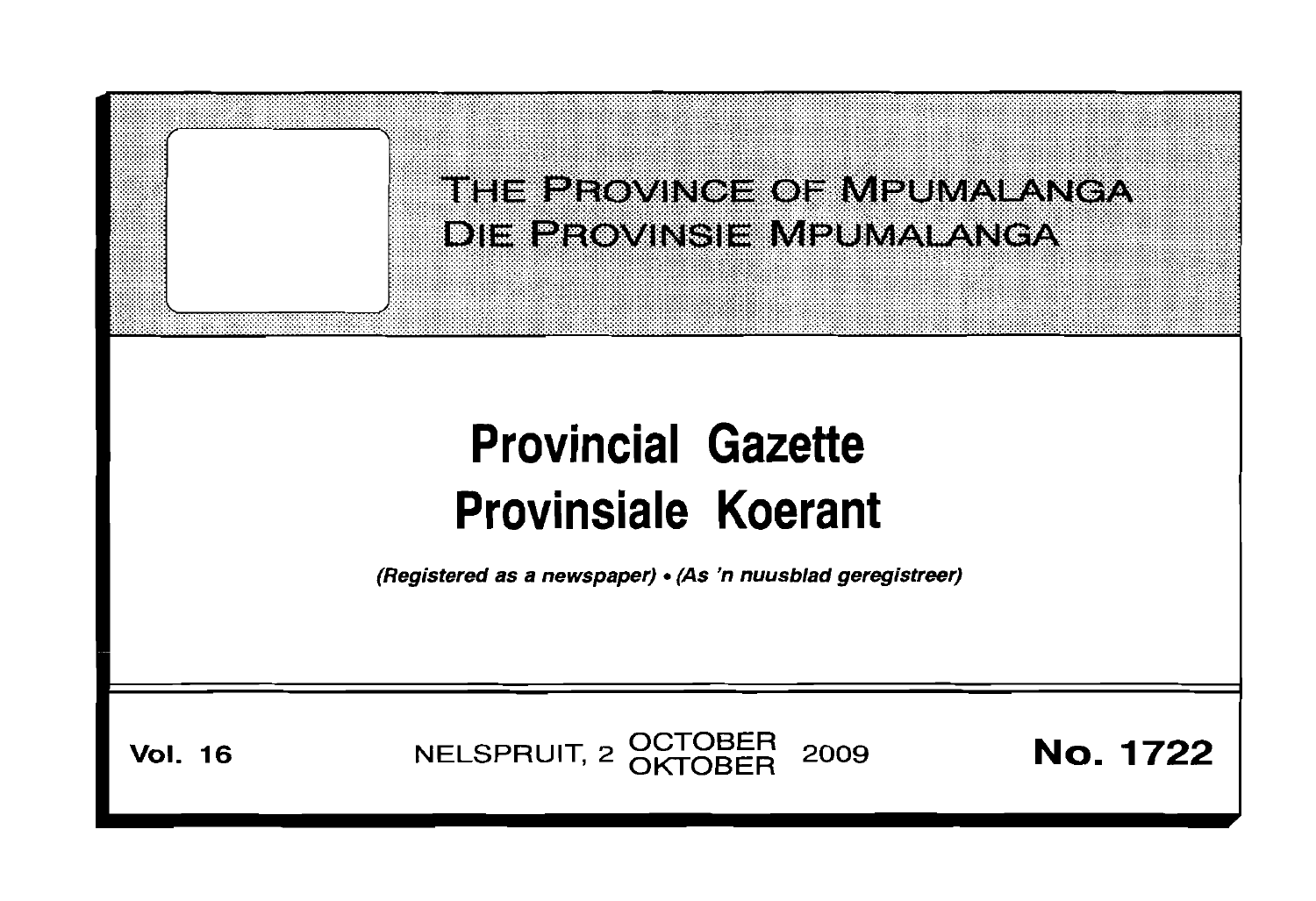# THE PROVINCE OF MPUMALANGA
# DIE PROVINSIE MPUMALANGA

# Provincial Gazette
# Provinsiale Koerant

*(Registered as a newspaper) • (As 'n nuusblad geregistreer)*

**Vol. 16** NELSPRUIT, 2 OCTOBER OKTOBER 2009 **No. 1722**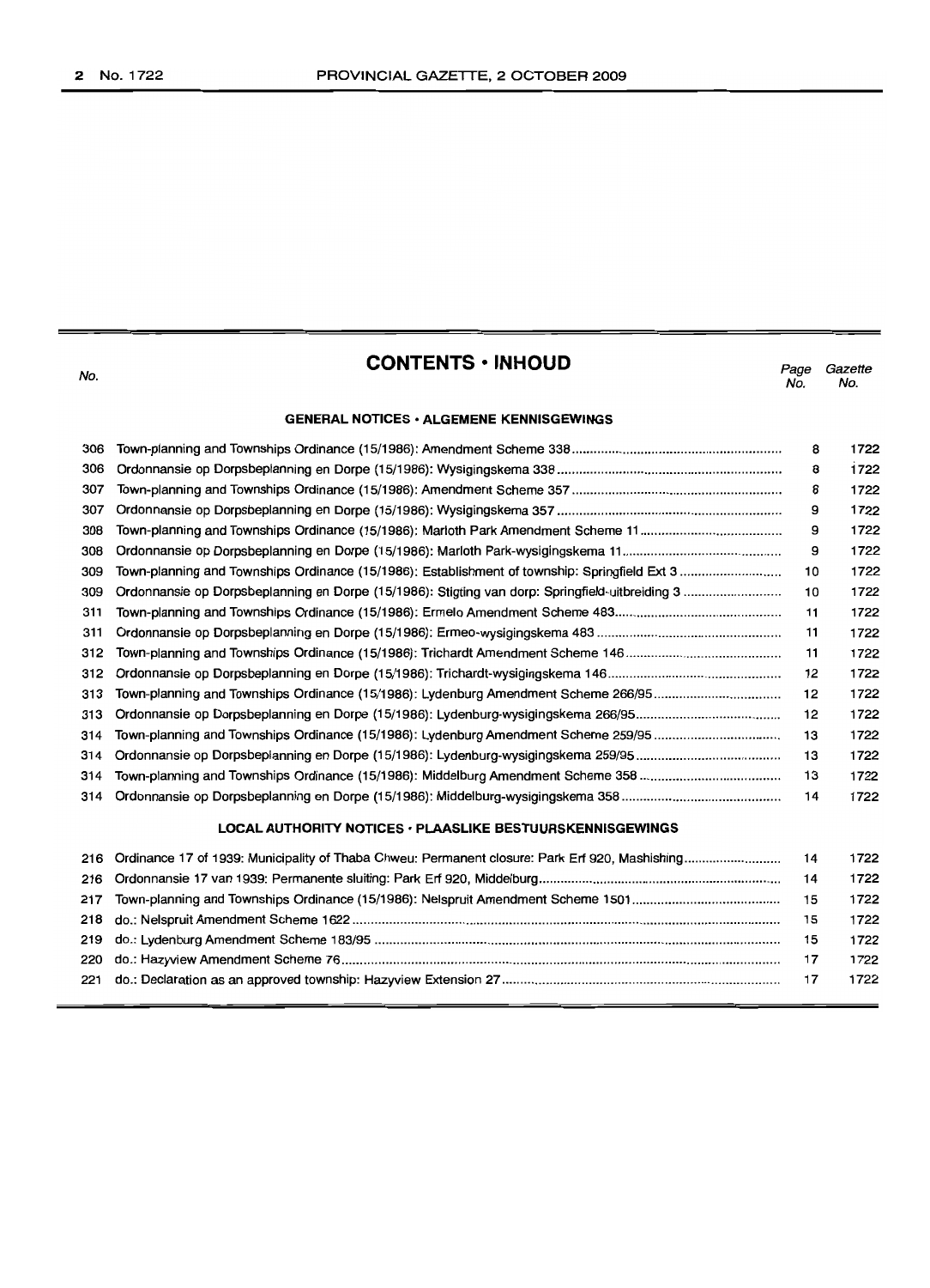## CONTENTS • INHOUD

| No. | | Page No. | Gazette No. |
|---|---|---|---|
| | **GENERAL NOTICES • ALGEMENE KENNISGEWINGS** | | |
| 306 | Town-planning and Townships Ordinance (15/1986): Amendment Scheme 338 | 8 | 1722 |
| 306 | Ordonnansie op Dorpsbeplanning en Dorpe (15/1986): Wysigingskema 338 | 8 | 1722 |
| 307 | Town-planning and Townships Ordinance (15/1986): Amendment Scheme 357 | 8 | 1722 |
| 307 | Ordonnansie op Dorpsbeplanning en Dorpe (15/1986): Wysigingskema 357 | 9 | 1722 |
| 308 | Town-planning and Townships Ordinance (15/1986): Marloth Park Amendment Scheme 11 | 9 | 1722 |
| 308 | Ordonnansie op Dorpsbeplanning en Dorpe (15/1986): Marloth Park-wysigingskema 11 | 9 | 1722 |
| 309 | Town-planning and Townships Ordinance (15/1986): Establishment of township: Springfield Ext 3 | 10 | 1722 |
| 309 | Ordonnansie op Dorpsbeplanning en Dorpe (15/1986): Stigting van dorp: Springfield-uitbreiding 3 | 10 | 1722 |
| 311 | Town-planning and Townships Ordinance (15/1986): Ermelo Amendment Scheme 483 | 11 | 1722 |
| 311 | Ordonnansie op Dorpsbeplanning en Dorpe (15/1986): Ermeo-wysigingskema 483 | 11 | 1722 |
| 312 | Town-planning and Townships Ordinance (15/1986): Trichardt Amendment Scheme 146 | 11 | 1722 |
| 312 | Ordonnansie op Dorpsbeplanning en Dorpe (15/1986): Trichardt-wysigingskema 146 | 12 | 1722 |
| 313 | Town-planning and Townships Ordinance (15/1986): Lydenburg Amendment Scheme 266/95 | 12 | 1722 |
| 313 | Ordonnansie op Dorpsbeplanning en Dorpe (15/1986): Lydenburg-wysigingskema 266/95 | 12 | 1722 |
| 314 | Town-planning and Townships Ordinance (15/1986): Lydenburg Amendment Scheme 259/95 | 13 | 1722 |
| 314 | Ordonnansie op Dorpsbeplanning en Dorpe (15/1986): Lydenburg-wysigingskema 259/95 | 13 | 1722 |
| 314 | Town-planning and Townships Ordinance (15/1986): Middelburg Amendment Scheme 358 | 13 | 1722 |
| 314 | Ordonnansie op Dorpsbeplanning en Dorpe (15/1986): Middelburg-wysigingskema 358 | 14 | 1722 |
| | **LOCAL AUTHORITY NOTICES • PLAASLIKE BESTUURSKENNISGEWINGS** | | |
| 216 | Ordinance 17 of 1939: Municipality of Thaba Chweu: Permanent closure: Park Erf 920, Mashishing | 14 | 1722 |
| 216 | Ordonnansie 17 van 1939: Permanente sluiting: Park Erf 920, Middelburg | 14 | 1722 |
| 217 | Town-planning and Townships Ordinance (15/1986): Nelspruit Amendment Scheme 1501 | 15 | 1722 |
| 218 | do.: Nelspruit Amendment Scheme 1622 | 15 | 1722 |
| 219 | do.: Lydenburg Amendment Scheme 183/95 | 15 | 1722 |
| 220 | do.: Hazyview Amendment Scheme 76 | 17 | 1722 |
| 221 | do.: Declaration as an approved township: Hazyview Extension 27 | 17 | 1722 |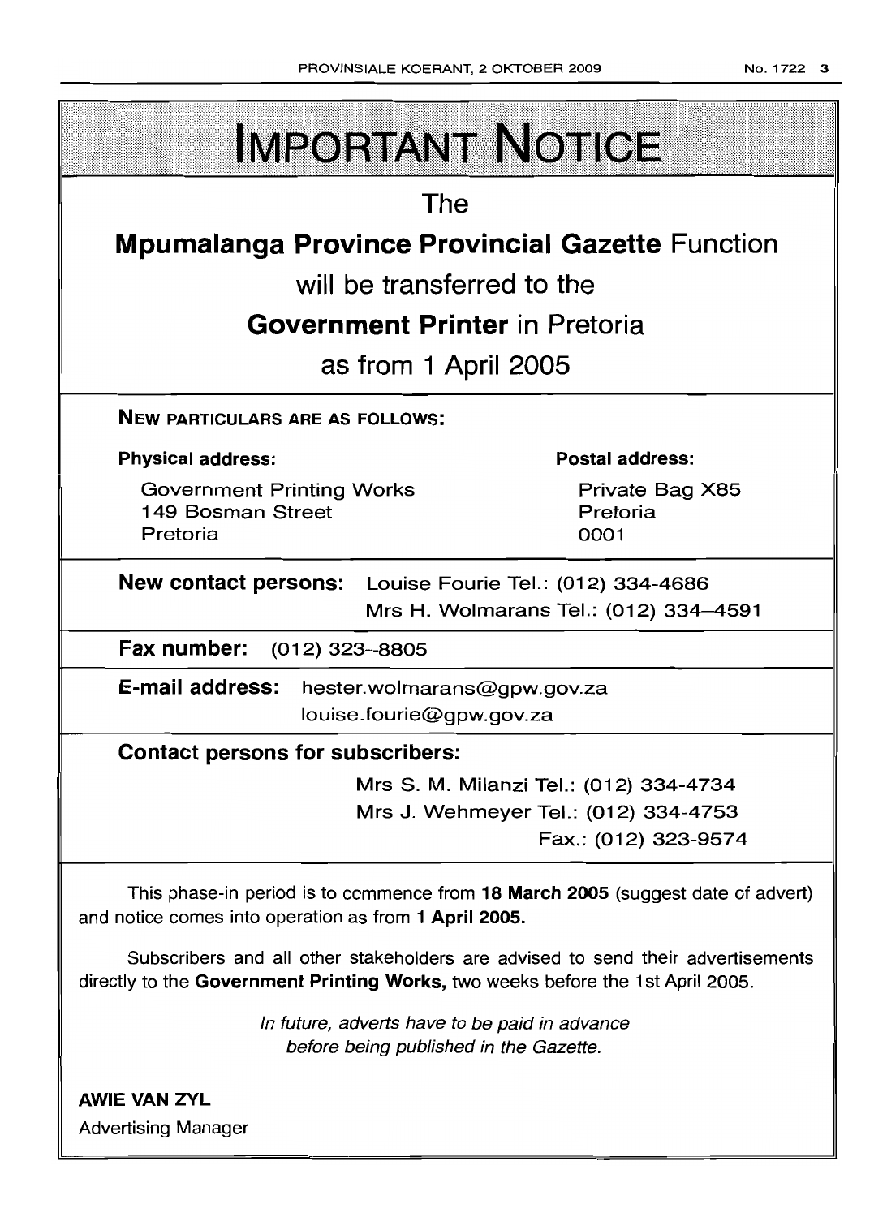# IMPORTANT NOTICE

The

**Mpumalanga Province Provincial Gazette** Function

will be transferred to the

**Government Printer** in Pretoria

as from 1 April 2005

**NEW PARTICULARS ARE AS FOLLOWS:**

**Physical address:**

Government Printing Works
149 Bosman Street
Pretoria

**Postal address:**

Private Bag X85
Pretoria
0001

**New contact persons:** Louise Fourie Tel.: (012) 334-4686
Mrs H. Wolmarans Tel.: (012) 334–4591

**Fax number:** (012) 323–8805

**E-mail address:** hester.wolmarans@gpw.gov.za
louise.fourie@gpw.gov.za

**Contact persons for subscribers:**

Mrs S. M. Milanzi Tel.: (012) 334-4734
Mrs J. Wehmeyer Tel.: (012) 334-4753
Fax.: (012) 323-9574

This phase-in period is to commence from **18 March 2005** (suggest date of advert) and notice comes into operation as from **1 April 2005.**

Subscribers and all other stakeholders are advised to send their advertisements directly to the **Government Printing Works,** two weeks before the 1st April 2005.

*In future, adverts have to be paid in advance before being published in the Gazette.*

**AWIE VAN ZYL**
Advertising Manager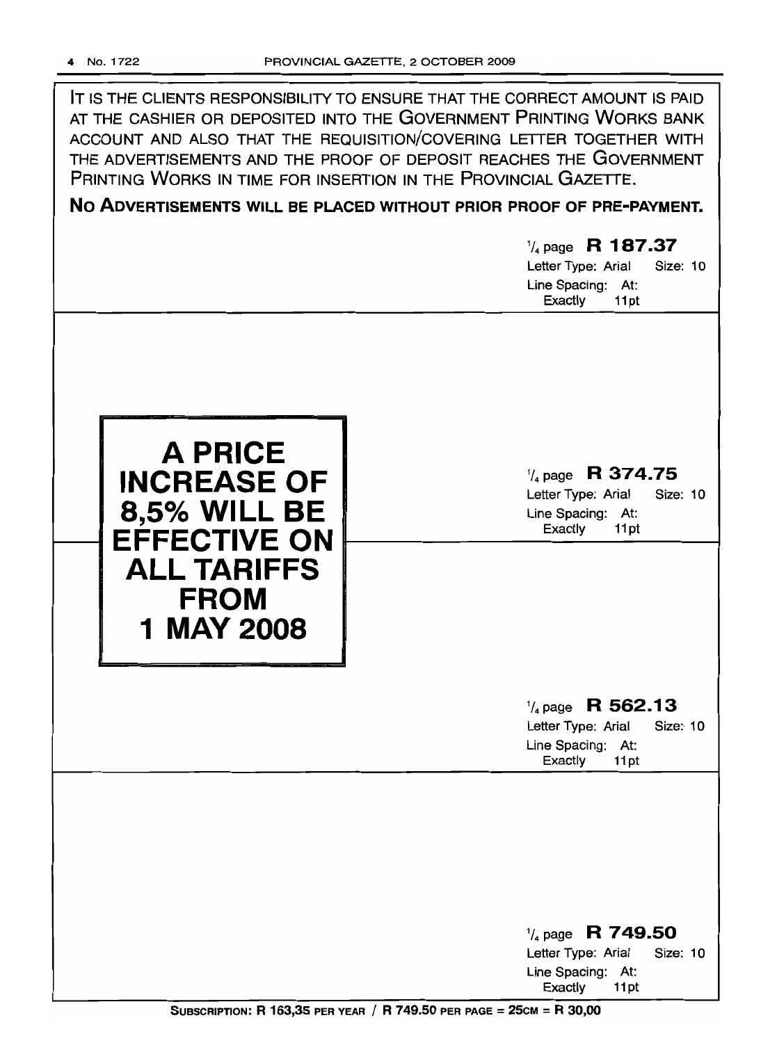IT IS THE CLIENTS RESPONSIBILITY TO ENSURE THAT THE CORRECT AMOUNT IS PAID AT THE CASHIER OR DEPOSITED INTO THE GOVERNMENT PRINTING WORKS BANK ACCOUNT AND ALSO THAT THE REQUISITION/COVERING LETTER TOGETHER WITH THE ADVERTISEMENTS AND THE PROOF OF DEPOSIT REACHES THE GOVERNMENT PRINTING WORKS IN TIME FOR INSERTION IN THE PROVINCIAL GAZETTE.

**NO ADVERTISEMENTS WILL BE PLACED WITHOUT PRIOR PROOF OF PRE-PAYMENT.**

1/4 page **R 187.37**
Letter Type: Arial Size: 10
Line Spacing: At: Exactly 11pt

**A PRICE INCREASE OF 8,5% WILL BE EFFECTIVE ON ALL TARIFFS FROM 1 MAY 2008**

1/4 page **R 374.75**
Letter Type: Arial Size: 10
Line Spacing: At: Exactly 11pt

1/4 page **R 562.13**
Letter Type: Arial Size: 10
Line Spacing: At: Exactly 11pt

1/4 page **R 749.50**
Letter Type: Arial Size: 10
Line Spacing: At: Exactly 11pt

**SUBSCRIPTION: R 163,35 PER YEAR / R 749.50 PER PAGE = 25CM = R 30,00**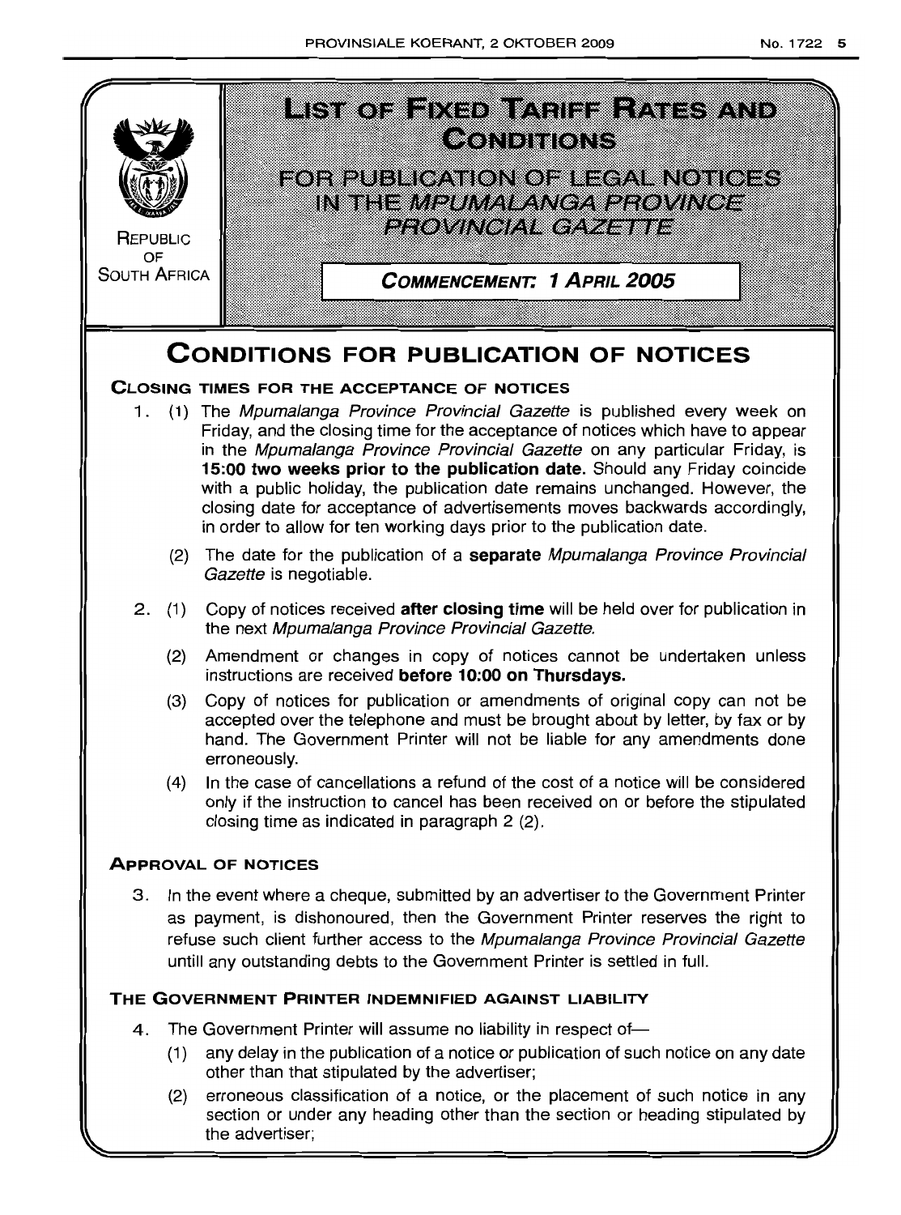REPUBLIC OF SOUTH AFRICA

# LIST OF FIXED TARIFF RATES AND CONDITIONS

## FOR PUBLICATION OF LEGAL NOTICES IN THE *MPUMALANGA PROVINCE PROVINCIAL GAZETTE*

**COMMENCEMENT: 1 APRIL 2005**

# CONDITIONS FOR PUBLICATION OF NOTICES

### CLOSING TIMES FOR THE ACCEPTANCE OF NOTICES

1. (1) The *Mpumalanga Province Provincial Gazette* is published every week on Friday, and the closing time for the acceptance of notices which have to appear in the *Mpumalanga Province Provincial Gazette* on any particular Friday, is **15:00 two weeks prior to the publication date.** Should any Friday coincide with a public holiday, the publication date remains unchanged. However, the closing date for acceptance of advertisements moves backwards accordingly, in order to allow for ten working days prior to the publication date.

   (2) The date for the publication of a **separate** *Mpumalanga Province Provincial Gazette* is negotiable.

2. (1) Copy of notices received **after closing time** will be held over for publication in the next *Mpumalanga Province Provincial Gazette.*

   (2) Amendment or changes in copy of notices cannot be undertaken unless instructions are received **before 10:00 on Thursdays.**

   (3) Copy of notices for publication or amendments of original copy can not be accepted over the telephone and must be brought about by letter, by fax or by hand. The Government Printer will not be liable for any amendments done erroneously.

   (4) In the case of cancellations a refund of the cost of a notice will be considered only if the instruction to cancel has been received on or before the stipulated closing time as indicated in paragraph 2 (2).

### APPROVAL OF NOTICES

3. In the event where a cheque, submitted by an advertiser to the Government Printer as payment, is dishonoured, then the Government Printer reserves the right to refuse such client further access to the *Mpumalanga Province Provincial Gazette* untill any outstanding debts to the Government Printer is settled in full.

### THE GOVERNMENT PRINTER INDEMNIFIED AGAINST LIABILITY

4. The Government Printer will assume no liability in respect of—

   (1) any delay in the publication of a notice or publication of such notice on any date other than that stipulated by the advertiser;

   (2) erroneous classification of a notice, or the placement of such notice in any section or under any heading other than the section or heading stipulated by the advertiser;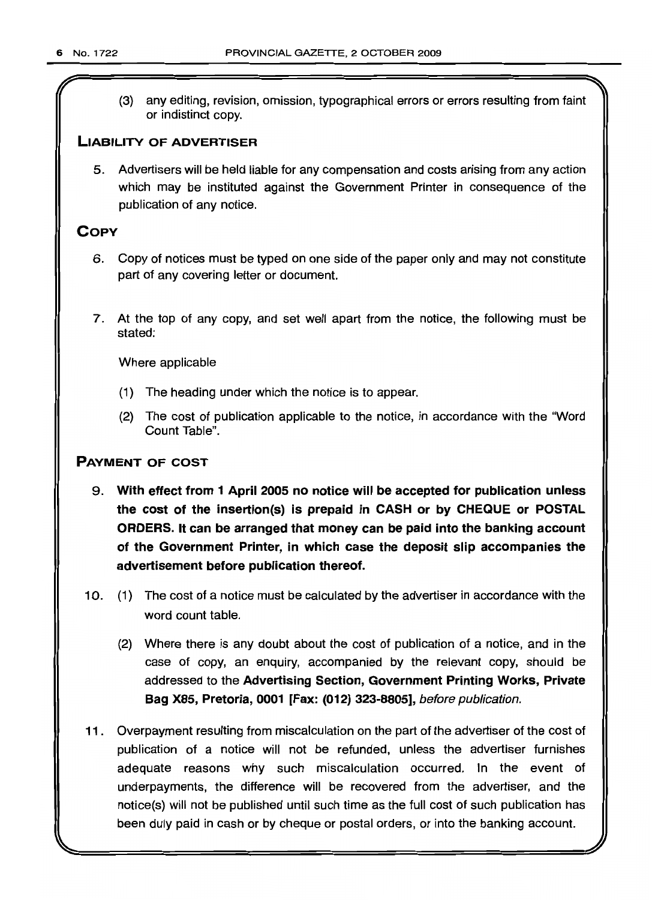(3) any editing, revision, omission, typographical errors or errors resulting from faint or indistinct copy.

## LIABILITY OF ADVERTISER

5. Advertisers will be held liable for any compensation and costs arising from any action which may be instituted against the Government Printer in consequence of the publication of any notice.

## COPY

6. Copy of notices must be typed on one side of the paper only and may not constitute part of any covering letter or document.

7. At the top of any copy, and set well apart from the notice, the following must be stated:

   Where applicable

   (1) The heading under which the notice is to appear.

   (2) The cost of publication applicable to the notice, in accordance with the "Word Count Table".

## PAYMENT OF COST

9. **With effect from 1 April 2005 no notice will be accepted for publication unless the cost of the insertion(s) is prepaid in CASH or by CHEQUE or POSTAL ORDERS. It can be arranged that money can be paid into the banking account of the Government Printer, in which case the deposit slip accompanies the advertisement before publication thereof.**

10. (1) The cost of a notice must be calculated by the advertiser in accordance with the word count table.

    (2) Where there is any doubt about the cost of publication of a notice, and in the case of copy, an enquiry, accompanied by the relevant copy, should be addressed to the **Advertising Section, Government Printing Works, Private Bag X85, Pretoria, 0001 [Fax: (012) 323-8805],** *before publication.*

11. Overpayment resulting from miscalculation on the part of the advertiser of the cost of publication of a notice will not be refunded, unless the advertiser furnishes adequate reasons why such miscalculation occurred. In the event of underpayments, the difference will be recovered from the advertiser, and the notice(s) will not be published until such time as the full cost of such publication has been duly paid in cash or by cheque or postal orders, or into the banking account.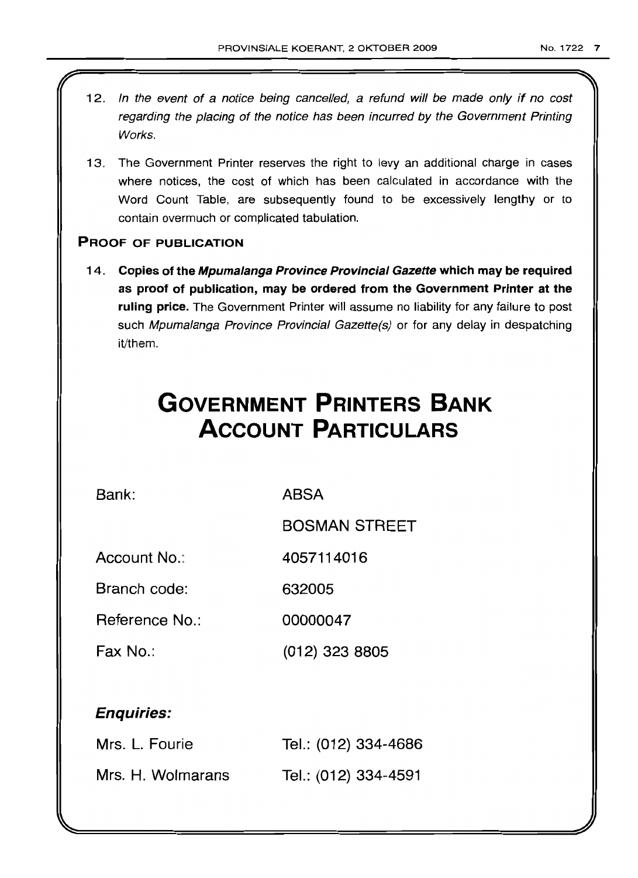12. *In the event of a notice being cancelled, a refund will be made only if no cost regarding the placing of the notice has been incurred by the Government Printing Works.*

13. The Government Printer reserves the right to levy an additional charge in cases where notices, the cost of which has been calculated in accordance with the Word Count Table, are subsequently found to be excessively lengthy or to contain overmuch or complicated tabulation.

## PROOF OF PUBLICATION

14. **Copies of the *Mpumalanga Province Provincial Gazette* which may be required as proof of publication, may be ordered from the Government Printer at the ruling price.** The Government Printer will assume no liability for any failure to post such *Mpumalanga Province Provincial Gazette(s)* or for any delay in despatching it/them.

# GOVERNMENT PRINTERS BANK ACCOUNT PARTICULARS

| | |
|---|---|
| Bank: | ABSA |
| | BOSMAN STREET |
| Account No.: | 4057114016 |
| Branch code: | 632005 |
| Reference No.: | 00000047 |
| Fax No.: | (012) 323 8805 |

### *Enquiries:*

| | |
|---|---|
| Mrs. L. Fourie | Tel.: (012) 334-4686 |
| Mrs. H. Wolmarans | Tel.: (012) 334-4591 |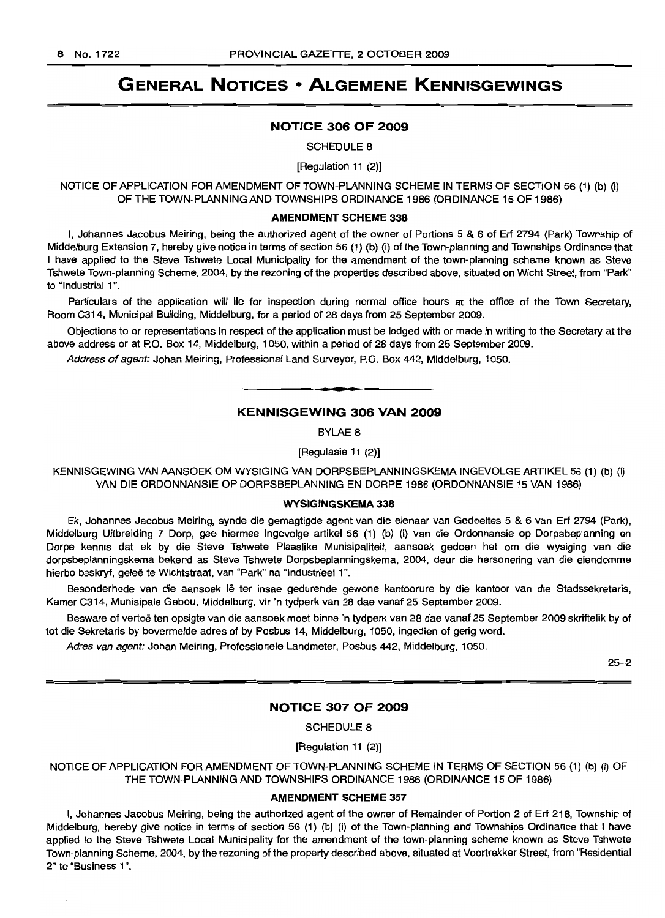# GENERAL NOTICES • ALGEMENE KENNISGEWINGS

## NOTICE 306 OF 2009

SCHEDULE 8

[Regulation 11 (2)]

NOTICE OF APPLICATION FOR AMENDMENT OF TOWN-PLANNING SCHEME IN TERMS OF SECTION 56 (1) (b) (i) OF THE TOWN-PLANNING AND TOWNSHIPS ORDINANCE 1986 (ORDINANCE 15 OF 1986)

### AMENDMENT SCHEME 338

I, Johannes Jacobus Meiring, being the authorized agent of the owner of Portions 5 & 6 of Erf 2794 (Park) Township of Middelburg Extension 7, hereby give notice in terms of section 56 (1) (b) (i) of the Town-planning and Townships Ordinance that I have applied to the Steve Tshwete Local Municipality for the amendment of the town-planning scheme known as Steve Tshwete Town-planning Scheme, 2004, by the rezoning of the properties described above, situated on Wicht Street, from "Park" to "Industrial 1".

Particulars of the application will lie for inspection during normal office hours at the office of the Town Secretary, Room C314, Municipal Building, Middelburg, for a period of 28 days from 25 September 2009.

Objections to or representations in respect of the application must be lodged with or made in writing to the Secretary at the above address or at P.O. Box 14, Middelburg, 1050, within a period of 28 days from 25 September 2009.

*Address of agent:* Johan Meiring, Professional Land Surveyor, P.O. Box 442, Middelburg, 1050.

---

## KENNISGEWING 306 VAN 2009

BYLAE 8

[Regulasie 11 (2)]

KENNISGEWING VAN AANSOEK OM WYSIGING VAN DORPSBEPLANNINGSKEMA INGEVOLGE ARTIKEL 56 (1) (b) (i) VAN DIE ORDONNANSIE OP DORPSBEPLANNING EN DORPE 1986 (ORDONNANSIE 15 VAN 1986)

### WYSIGINGSKEMA 338

Ek, Johannes Jacobus Meiring, synde die gemagtigde agent van die eienaar van Gedeeltes 5 & 6 van Erf 2794 (Park), Middelburg Uitbreiding 7 Dorp, gee hiermee ingevolge artikel 56 (1) (b) (i) van die Ordonnansie op Dorpsbeplanning en Dorpe kennis dat ek by die Steve Tshwete Plaaslike Munisipaliteit, aansoek gedoen het om die wysiging van die dorpsbeplanningskema bekend as Steve Tshwete Dorpsbeplanningskema, 2004, deur die hersonering van die eiendomme hierbo beskryf, geleë te Wichtstraat, van "Park" na "Industrieel 1".

Besonderhede van die aansoek lê ter insae gedurende gewone kantoorure by die kantoor van die Stadssekretaris, Kamer C314, Munisipale Gebou, Middelburg, vir 'n tydperk van 28 dae vanaf 25 September 2009.

Besware of vertoë ten opsigte van die aansoek moet binne 'n tydperk van 28 dae vanaf 25 September 2009 skriftelik by of tot die Sekretaris by bovermelde adres of by Posbus 14, Middelburg, 1050, ingedien of gerig word.

*Adres van agent:* Johan Meiring, Professionele Landmeter, Posbus 442, Middelburg, 1050.

25–2

---

## NOTICE 307 OF 2009

SCHEDULE 8

[Regulation 11 (2)]

NOTICE OF APPLICATION FOR AMENDMENT OF TOWN-PLANNING SCHEME IN TERMS OF SECTION 56 (1) (b) (i) OF THE TOWN-PLANNING AND TOWNSHIPS ORDINANCE 1986 (ORDINANCE 15 OF 1986)

### AMENDMENT SCHEME 357

I, Johannes Jacobus Meiring, being the authorized agent of the owner of Remainder of Portion 2 of Erf 218, Township of Middelburg, hereby give notice in terms of section 56 (1) (b) (i) of the Town-planning and Townships Ordinance that I have applied to the Steve Tshwete Local Municipality for the amendment of the town-planning scheme known as Steve Tshwete Town-planning Scheme, 2004, by the rezoning of the property described above, situated at Voortrekker Street, from "Residential 2" to "Business 1".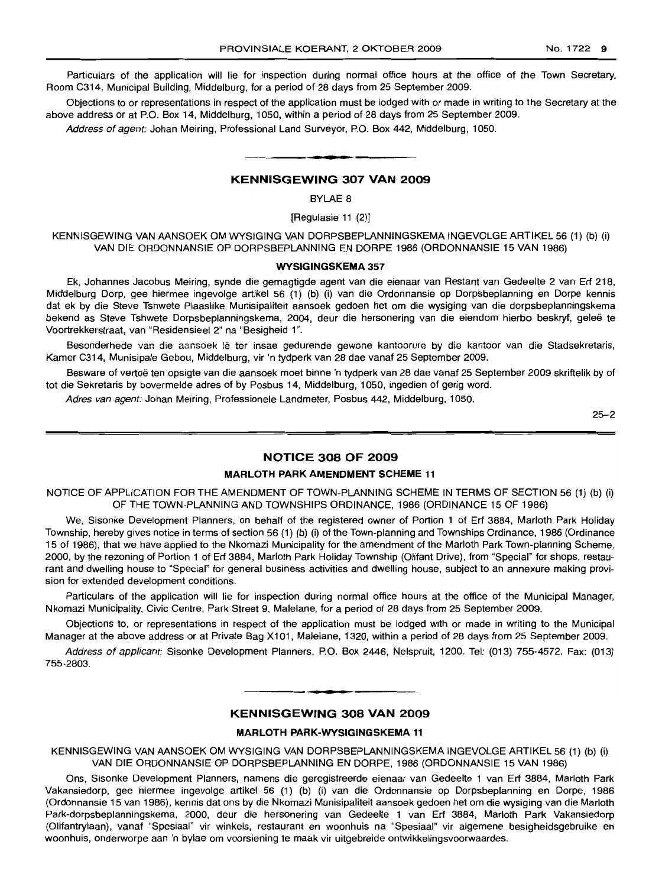Particulars of the application will lie for inspection during normal office hours at the office of the Town Secretary, Room C314, Municipal Building, Middelburg, for a period of 28 days from 25 September 2009.

Objections to or representations in respect of the application must be lodged with or made in writing to the Secretary at the above address or at P.O. Box 14, Middelburg, 1050, within a period of 28 days from 25 September 2009.

*Address of agent:* Johan Meiring, Professional Land Surveyor, P.O. Box 442, Middelburg, 1050.

## KENNISGEWING 307 VAN 2009

BYLAE 8

[Regulasie 11 (2)]

KENNISGEWING VAN AANSOEK OM WYSIGING VAN DORPSBEPLANNINGSKEMA INGEVOLGE ARTIKEL 56 (1) (b) (i) VAN DIE ORDONNANSIE OP DORPSBEPLANNING EN DORPE 1986 (ORDONNANSIE 15 VAN 1986)

**WYSIGINGSKEMA 357**

Ek, Johannes Jacobus Meiring, synde die gemagtigde agent van die eienaar van Restant van Gedeelte 2 van Erf 218, Middelburg Dorp, gee hiermee ingevolge artikel 56 (1) (b) (i) van die Ordonnansie op Dorpsbeplanning en Dorpe kennis dat ek by die Steve Tshwete Plaaslike Munisipaliteit aansoek gedoen het om die wysiging van die dorpsbeplanningskema bekend as Steve Tshwete Dorpsbeplanningskema, 2004, deur die hersonering van die eiendom hierbo beskryf, geleë te Voortrekkerstraat, van "Residensieel 2" na "Besigheid 1".

Besonderhede van die aansoek lê ter insae gedurende gewone kantoorure by die kantoor van die Stadsekretaris, Kamer C314, Munisipale Gebou, Middelburg, vir 'n tydperk van 28 dae vanaf 25 September 2009.

Besware of vertoë ten opsigte van die aansoek moet binne 'n tydperk van 28 dae vanaf 25 September 2009 skriftelik by of tot die Sekretaris by bovermelde adres of by Posbus 14, Middelburg, 1050, ingedien of gerig word.

*Adres van agent:* Johan Meiring, Professionele Landmeter, Posbus 442, Middelburg, 1050.

25–2

## NOTICE 308 OF 2009

**MARLOTH PARK AMENDMENT SCHEME 11**

NOTICE OF APPLICATION FOR THE AMENDMENT OF TOWN-PLANNING SCHEME IN TERMS OF SECTION 56 (1) (b) (i) OF THE TOWN-PLANNING AND TOWNSHIPS ORDINANCE, 1986 (ORDINANCE 15 OF 1986)

We, Sisonke Development Planners, on behalf of the registered owner of Portion 1 of Erf 3884, Marloth Park Holiday Township, hereby gives notice in terms of section 56 (1) (b) (i) of the Town-planning and Townships Ordinance, 1986 (Ordinance 15 of 1986), that we have applied to the Nkomazi Municipality for the amendment of the Marloth Park Town-planning Scheme, 2000, by the rezoning of Portion 1 of Erf 3884, Marloth Park Holiday Township (Olifant Drive), from "Special" for shops, restaurant and dwelling house to "Special" for general business activities and dwelling house, subject to an annexure making provision for extended development conditions.

Particulars of the application will lie for inspection during normal office hours at the office of the Municipal Manager, Nkomazi Municipality, Civic Centre, Park Street 9, Malelane, for a period of 28 days from 25 September 2009.

Objections to, or representations in respect of the application must be lodged with or made in writing to the Municipal Manager at the above address or at Private Bag X101, Malelane, 1320, within a period of 28 days from 25 September 2009.

*Address of applicant:* Sisonke Development Planners, P.O. Box 2446, Nelspruit, 1200. Tel: (013) 755-4572. Fax: (013) 755-2803.

## KENNISGEWING 308 VAN 2009

**MARLOTH PARK-WYSIGINGSKEMA 11**

KENNISGEWING VAN AANSOEK OM WYSIGING VAN DORPSBEPLANNINGSKEMA INGEVOLGE ARTIKEL 56 (1) (b) (i) VAN DIE ORDONNANSIE OP DORPSBEPLANNING EN DORPE, 1986 (ORDONNANSIE 15 VAN 1986)

Ons, Sisonke Development Planners, namens die geregistreerde eienaar van Gedeelte 1 van Erf 3884, Marloth Park Vakansiedorp, gee hiermee ingevolge artikel 56 (1) (b) (i) van die Ordonnansie op Dorpsbeplanning en Dorpe, 1986 (Ordonnansie 15 van 1986), kennis dat ons by die Nkomazi Munisipaliteit aansoek gedoen het om die wysiging van die Marloth Park-dorpsbeplanningskema, 2000, deur die hersonering van Gedeelte 1 van Erf 3884, Marloth Park Vakansiedorp (Olifantrylaan), vanaf "Spesiaal" vir winkels, restaurant en woonhuis na "Spesiaal" vir algemene besigheidsgebruike en woonhuis, onderworpe aan 'n bylae om voorsiening te maak vir uitgebreide ontwikkelingsvoorwaardes.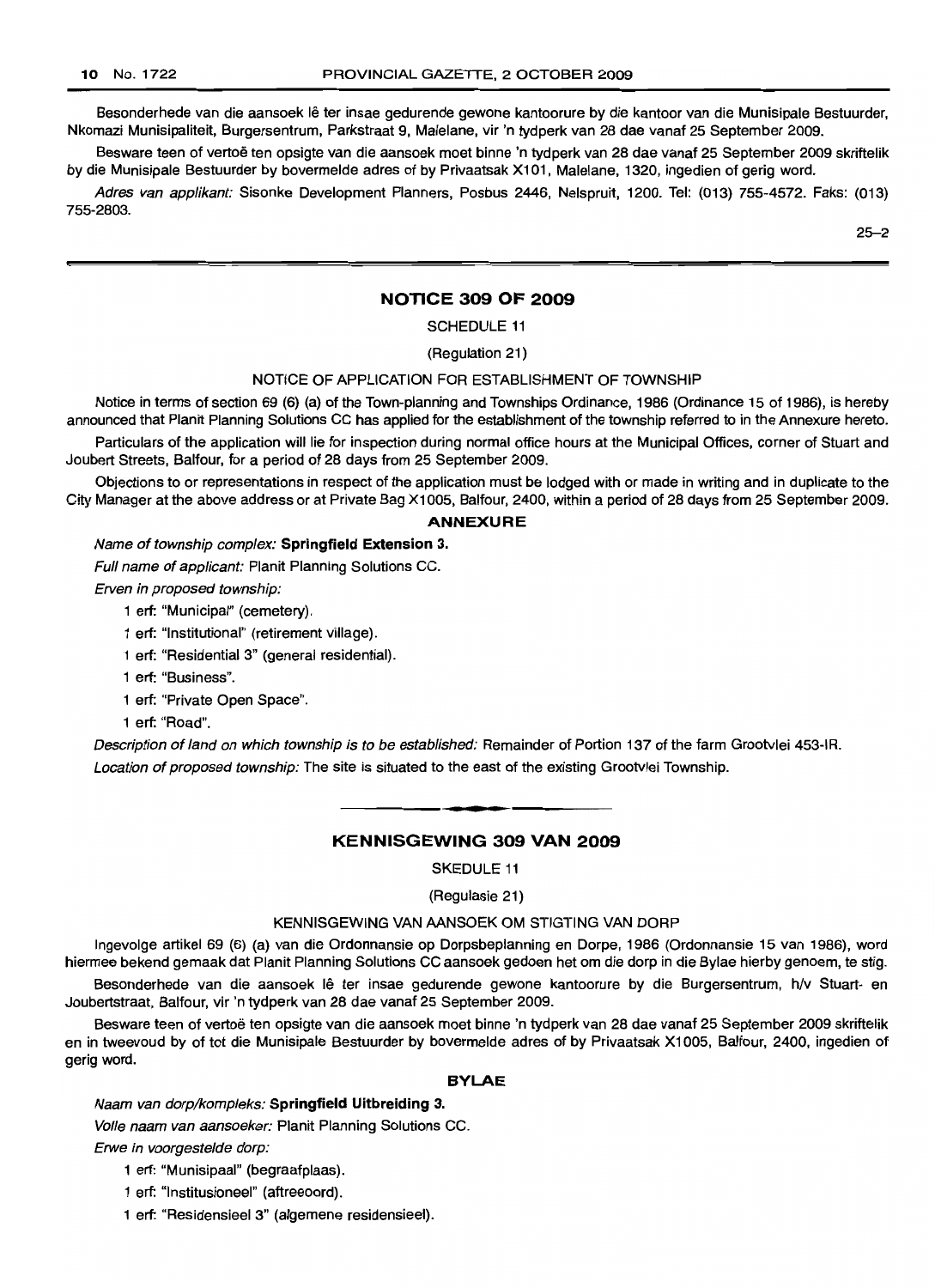Besonderhede van die aansoek lê ter insae gedurende gewone kantoorure by die kantoor van die Munisipale Bestuurder, Nkomazi Munisipaliteit, Burgersentrum, Parkstraat 9, Malelane, vir 'n tydperk van 28 dae vanaf 25 September 2009.

Besware teen of vertoë ten opsigte van die aansoek moet binne 'n tydperk van 28 dae vanaf 25 September 2009 skriftelik by die Munisipale Bestuurder by bovermelde adres of by Privaatsak X101, Malelane, 1320, ingedien of gerig word.

*Adres van applikant:* Sisonke Development Planners, Posbus 2446, Nelspruit, 1200. Tel: (013) 755-4572. Faks: (013) 755-2803.

25–2

## NOTICE 309 OF 2009

SCHEDULE 11

(Regulation 21)

NOTICE OF APPLICATION FOR ESTABLISHMENT OF TOWNSHIP

Notice in terms of section 69 (6) (a) of the Town-planning and Townships Ordinance, 1986 (Ordinance 15 of 1986), is hereby announced that Planit Planning Solutions CC has applied for the establishment of the township referred to in the Annexure hereto.

Particulars of the application will lie for inspection during normal office hours at the Municipal Offices, corner of Stuart and Joubert Streets, Balfour, for a period of 28 days from 25 September 2009.

Objections to or representations in respect of the application must be lodged with or made in writing and in duplicate to the City Manager at the above address or at Private Bag X1005, Balfour, 2400, within a period of 28 days from 25 September 2009.

### ANNEXURE

*Name of township complex:* **Springfield Extension 3.**

*Full name of applicant:* Planit Planning Solutions CC.

*Erven in proposed township:*

1 erf: "Municipal" (cemetery).

1 erf: "Institutional" (retirement village).

1 erf: "Residential 3" (general residential).

1 erf: "Business".

1 erf: "Private Open Space".

1 erf: "Road".

*Description of land on which township is to be established:* Remainder of Portion 137 of the farm Grootvlei 453-IR.

*Location of proposed township:* The site is situated to the east of the existing Grootvlei Township.

## KENNISGEWING 309 VAN 2009

SKEDULE 11

(Regulasie 21)

KENNISGEWING VAN AANSOEK OM STIGTING VAN DORP

Ingevolge artikel 69 (6) (a) van die Ordonnansie op Dorpsbeplanning en Dorpe, 1986 (Ordonnansie 15 van 1986), word hiermee bekend gemaak dat Planit Planning Solutions CC aansoek gedoen het om die dorp in die Bylae hierby genoem, te stig.

Besonderhede van die aansoek lê ter insae gedurende gewone kantoorure by die Burgersentrum, h/v Stuart- en Joubertstraat, Balfour, vir 'n tydperk van 28 dae vanaf 25 September 2009.

Besware teen of vertoë ten opsigte van die aansoek moet binne 'n tydperk van 28 dae vanaf 25 September 2009 skriftelik en in tweevoud by of tot die Munisipale Bestuurder by bovermelde adres of by Privaatsak X1005, Balfour, 2400, ingedien of gerig word.

### BYLAE

*Naam van dorp/kompleks:* **Springfield Uitbreiding 3.**

*Volle naam van aansoeker:* Planit Planning Solutions CC.

*Erwe in voorgestelde dorp:*

1 erf: "Munisipaal" (begraafplaas).

1 erf: "Institusioneel" (aftreeoord).

1 erf: "Residensieel 3" (algemene residensieel).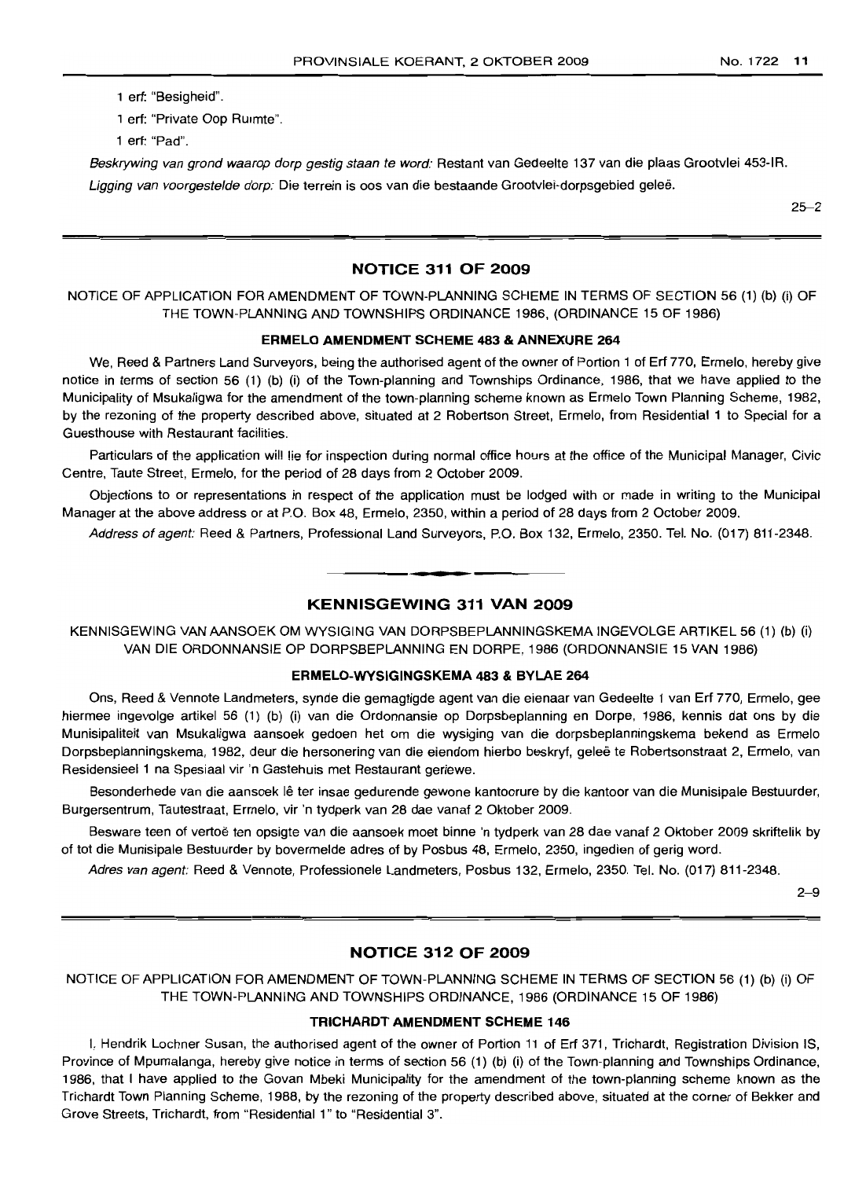1 erf: "Besigheid".

1 erf: "Private Oop Ruimte".

1 erf: "Pad".

*Beskrywing van grond waarop dorp gestig staan te word:* Restant van Gedeelte 137 van die plaas Grootvlei 453-IR.

*Ligging van voorgestelde dorp:* Die terrein is oos van die bestaande Grootvlei-dorpsgebied geleë.

25–2

## NOTICE 311 OF 2009

NOTICE OF APPLICATION FOR AMENDMENT OF TOWN-PLANNING SCHEME IN TERMS OF SECTION 56 (1) (b) (i) OF THE TOWN-PLANNING AND TOWNSHIPS ORDINANCE 1986, (ORDINANCE 15 OF 1986)

### ERMELO AMENDMENT SCHEME 483 & ANNEXURE 264

We, Reed & Partners Land Surveyors, being the authorised agent of the owner of Portion 1 of Erf 770, Ermelo, hereby give notice in terms of section 56 (1) (b) (i) of the Town-planning and Townships Ordinance, 1986, that we have applied to the Municipality of Msukaligwa for the amendment of the town-planning scheme known as Ermelo Town Planning Scheme, 1982, by the rezoning of the property described above, situated at 2 Robertson Street, Ermelo, from Residential 1 to Special for a Guesthouse with Restaurant facilities.

Particulars of the application will lie for inspection during normal office hours at the office of the Municipal Manager, Civic Centre, Taute Street, Ermelo, for the period of 28 days from 2 October 2009.

Objections to or representations in respect of the application must be lodged with or made in writing to the Municipal Manager at the above address or at P.O. Box 48, Ermelo, 2350, within a period of 28 days from 2 October 2009.

*Address of agent:* Reed & Partners, Professional Land Surveyors, P.O. Box 132, Ermelo, 2350. Tel. No. (017) 811-2348.

## KENNISGEWING 311 VAN 2009

KENNISGEWING VAN AANSOEK OM WYSIGING VAN DORPSBEPLANNINGSKEMA INGEVOLGE ARTIKEL 56 (1) (b) (i) VAN DIE ORDONNANSIE OP DORPSBEPLANNING EN DORPE, 1986 (ORDONNANSIE 15 VAN 1986)

### ERMELO-WYSIGINGSKEMA 483 & BYLAE 264

Ons, Reed & Vennote Landmeters, synde die gemagtigde agent van die eienaar van Gedeelte 1 van Erf 770, Ermelo, gee hiermee ingevolge artikel 56 (1) (b) (i) van die Ordonnansie op Dorpsbeplanning en Dorpe, 1986, kennis dat ons by die Munisipaliteit van Msukaligwa aansoek gedoen het om die wysiging van die dorpsbeplanningskema bekend as Ermelo Dorpsbeplanningskema, 1982, deur die hersonering van die eiendom hierbo beskryf, geleë te Robertsonstraat 2, Ermelo, van Residensieel 1 na Spesiaal vir 'n Gastehuis met Restaurant geriewe.

Besonderhede van die aansoek lê ter insae gedurende gewone kantoorure by die kantoor van die Munisipale Bestuurder, Burgersentrum, Tautestraat, Ermelo, vir 'n tydperk van 28 dae vanaf 2 Oktober 2009.

Besware teen of vertoë ten opsigte van die aansoek moet binne 'n tydperk van 28 dae vanaf 2 Oktober 2009 skriftelik by of tot die Munisipale Bestuurder by bovermelde adres of by Posbus 48, Ermelo, 2350, ingedien of gerig word.

*Adres van agent:* Reed & Vennote, Professionele Landmeters, Posbus 132, Ermelo, 2350. Tel. No. (017) 811-2348.

2–9

## NOTICE 312 OF 2009

NOTICE OF APPLICATION FOR AMENDMENT OF TOWN-PLANNING SCHEME IN TERMS OF SECTION 56 (1) (b) (i) OF THE TOWN-PLANNING AND TOWNSHIPS ORDINANCE, 1986 (ORDINANCE 15 OF 1986)

### TRICHARDT AMENDMENT SCHEME 146

I, Hendrik Lochner Susan, the authorised agent of the owner of Portion 11 of Erf 371, Trichardt, Registration Division IS, Province of Mpumalanga, hereby give notice in terms of section 56 (1) (b) (i) of the Town-planning and Townships Ordinance, 1986, that I have applied to the Govan Mbeki Municipality for the amendment of the town-planning scheme known as the Trichardt Town Planning Scheme, 1988, by the rezoning of the property described above, situated at the corner of Bekker and Grove Streets, Trichardt, from "Residential 1" to "Residential 3".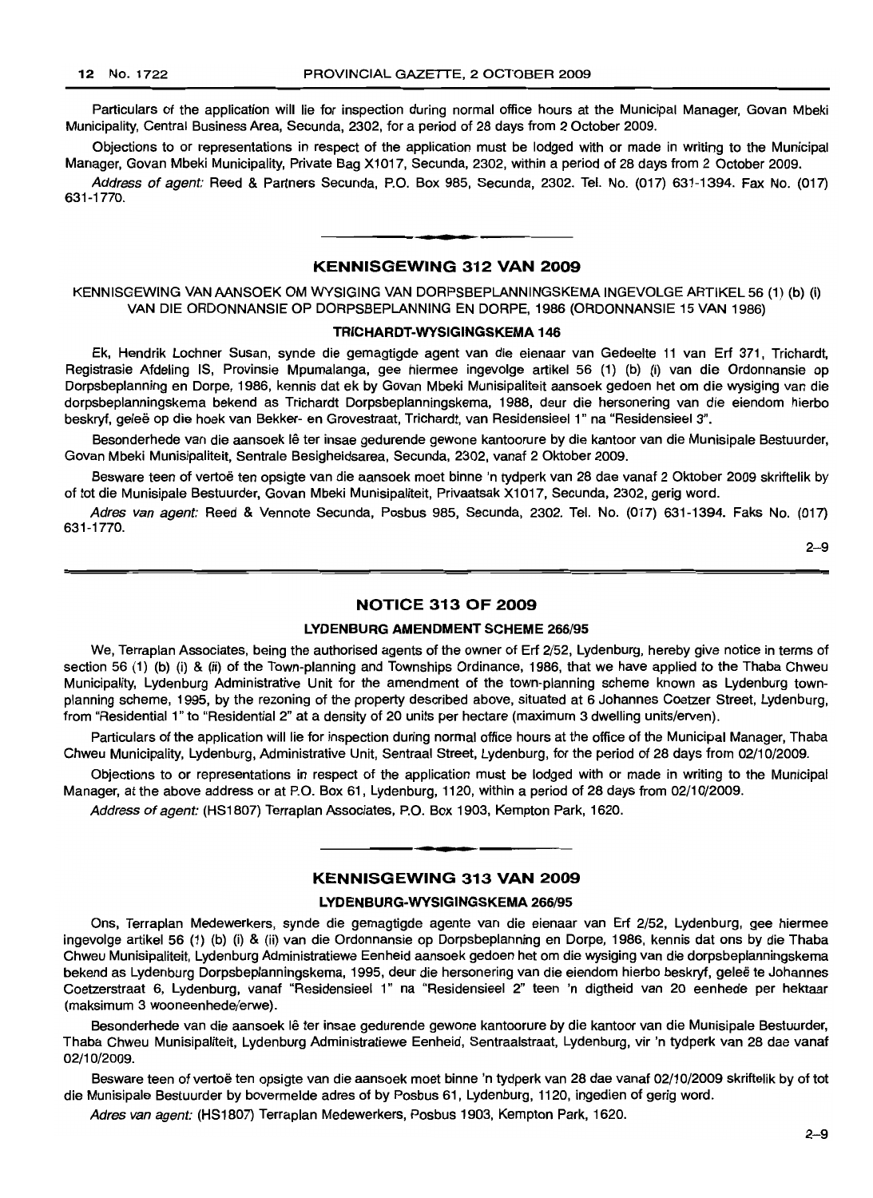Particulars of the application will lie for inspection during normal office hours at the Municipal Manager, Govan Mbeki Municipality, Central Business Area, Secunda, 2302, for a period of 28 days from 2 October 2009.

Objections to or representations in respect of the application must be lodged with or made in writing to the Municipal Manager, Govan Mbeki Municipality, Private Bag X1017, Secunda, 2302, within a period of 28 days from 2 October 2009.

*Address of agent:* Reed & Partners Secunda, P.O. Box 985, Secunda, 2302. Tel. No. (017) 631-1394. Fax No. (017) 631-1770.

---

## KENNISGEWING 312 VAN 2009

KENNISGEWING VAN AANSOEK OM WYSIGING VAN DORPSBEPLANNINGSKEMA INGEVOLGE ARTIKEL 56 (1) (b) (i) VAN DIE ORDONNANSIE OP DORPSBEPLANNING EN DORPE, 1986 (ORDONNANSIE 15 VAN 1986)

### TRICHARDT-WYSIGINGSKEMA 146

Ek, Hendrik Lochner Susan, synde die gemagtigde agent van die eienaar van Gedeelte 11 van Erf 371, Trichardt, Registrasie Afdeling IS, Provinsie Mpumalanga, gee hiermee ingevolge artikel 56 (1) (b) (i) van die Ordonnansie op Dorpsbeplanning en Dorpe, 1986, kennis dat ek by Govan Mbeki Munisipaliteit aansoek gedoen het om die wysiging van die dorpsbeplanningskema bekend as Trichardt Dorpsbeplanningskema, 1988, deur die hersonering van die eiendom hierbo beskryf, geleë op die hoek van Bekker- en Grovestraat, Trichardt, van Residensieel 1" na "Residensieel 3".

Besonderhede van die aansoek lê ter insae gedurende gewone kantoorure by die kantoor van die Munisipale Bestuurder, Govan Mbeki Munisipaliteit, Sentrale Besigheidsarea, Secunda, 2302, vanaf 2 Oktober 2009.

Besware teen of vertoë ten opsigte van die aansoek moet binne 'n tydperk van 28 dae vanaf 2 Oktober 2009 skriftelik by of tot die Munisipale Bestuurder, Govan Mbeki Munisipaliteit, Privaatsak X1017, Secunda, 2302, gerig word.

*Adres van agent:* Reed & Vennote Secunda, Posbus 985, Secunda, 2302. Tel. No. (017) 631-1394. Faks No. (017) 631-1770.

2–9

---

## NOTICE 313 OF 2009

### LYDENBURG AMENDMENT SCHEME 266/95

We, Terraplan Associates, being the authorised agents of the owner of Erf 2/52, Lydenburg, hereby give notice in terms of section 56 (1) (b) (i) & (ii) of the Town-planning and Townships Ordinance, 1986, that we have applied to the Thaba Chweu Municipality, Lydenburg Administrative Unit for the amendment of the town-planning scheme known as Lydenburg town-planning scheme, 1995, by the rezoning of the property described above, situated at 6 Johannes Coetzer Street, Lydenburg, from "Residential 1" to "Residential 2" at a density of 20 units per hectare (maximum 3 dwelling units/erven).

Particulars of the application will lie for inspection during normal office hours at the office of the Municipal Manager, Thaba Chweu Municipality, Lydenburg, Administrative Unit, Sentraal Street, Lydenburg, for the period of 28 days from 02/10/2009.

Objections to or representations in respect of the application must be lodged with or made in writing to the Municipal Manager, at the above address or at P.O. Box 61, Lydenburg, 1120, within a period of 28 days from 02/10/2009.

*Address of agent:* (HS1807) Terraplan Associates, P.O. Box 1903, Kempton Park, 1620.

---

## KENNISGEWING 313 VAN 2009

### LYDENBURG-WYSIGINGSKEMA 266/95

Ons, Terraplan Medewerkers, synde die gemagtigde agente van die eienaar van Erf 2/52, Lydenburg, gee hiermee ingevolge artikel 56 (1) (b) (i) & (ii) van die Ordonnansie op Dorpsbeplanning en Dorpe, 1986, kennis dat ons by die Thaba Chweu Munisipaliteit, Lydenburg Administratiewe Eenheid aansoek gedoen het om die wysiging van die dorpsbeplanningskema bekend as Lydenburg Dorpsbeplanningskema, 1995, deur die hersonering van die eiendom hierbo beskryf, geleë te Johannes Coetzerstraat 6, Lydenburg, vanaf "Residensieel 1" na "Residensieel 2" teen 'n digtheid van 20 eenhede per hektaar (maksimum 3 wooneenhede/erwe).

Besonderhede van die aansoek lê ter insae gedurende gewone kantoorure by die kantoor van die Munisipale Bestuurder, Thaba Chweu Munisipaliteit, Lydenburg Administratiewe Eenheid, Sentraalstraat, Lydenburg, vir 'n tydperk van 28 dae vanaf 02/10/2009.

Besware teen of vertoë ten opsigte van die aansoek moet binne 'n tydperk van 28 dae vanaf 02/10/2009 skriftelik by of tot die Munisipale Bestuurder by bovermelde adres of by Posbus 61, Lydenburg, 1120, ingedien of gerig word.

*Adres van agent:* (HS1807) Terraplan Medewerkers, Posbus 1903, Kempton Park, 1620.

2–9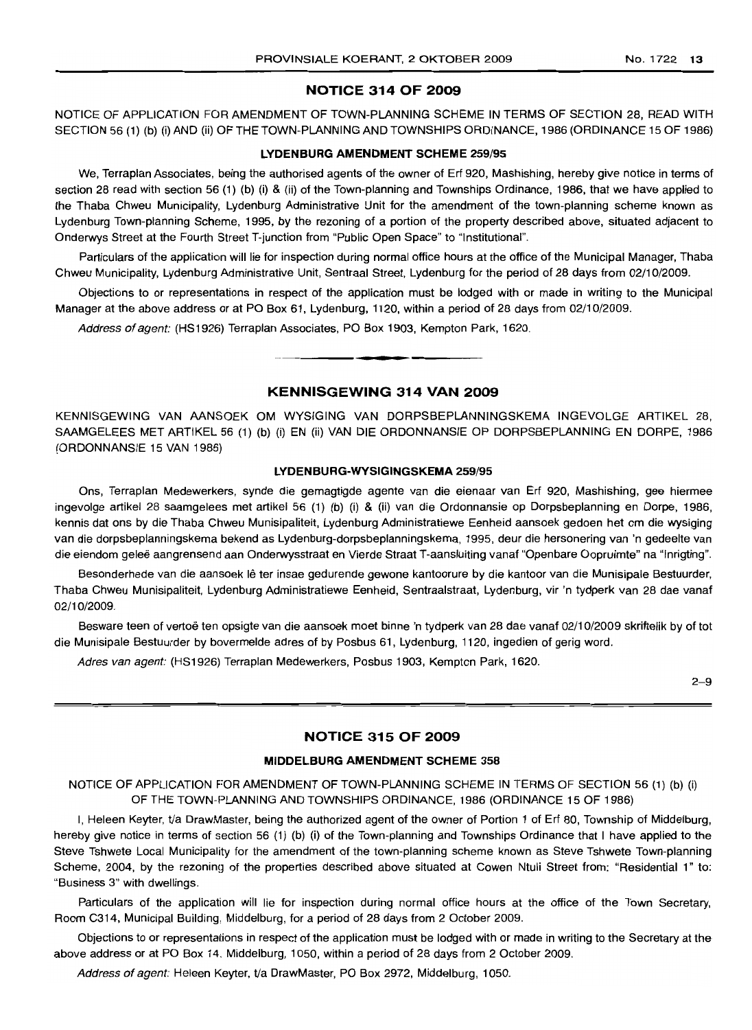## NOTICE 314 OF 2009

NOTICE OF APPLICATION FOR AMENDMENT OF TOWN-PLANNING SCHEME IN TERMS OF SECTION 28, READ WITH SECTION 56 (1) (b) (i) AND (ii) OF THE TOWN-PLANNING AND TOWNSHIPS ORDINANCE, 1986 (ORDINANCE 15 OF 1986)

### LYDENBURG AMENDMENT SCHEME 259/95

We, Terraplan Associates, being the authorised agents of the owner of Erf 920, Mashishing, hereby give notice in terms of section 28 read with section 56 (1) (b) (i) & (ii) of the Town-planning and Townships Ordinance, 1986, that we have applied to the Thaba Chweu Municipality, Lydenburg Administrative Unit for the amendment of the town-planning scheme known as Lydenburg Town-planning Scheme, 1995, by the rezoning of a portion of the property described above, situated adjacent to Onderwys Street at the Fourth Street T-junction from "Public Open Space" to "Institutional".

Particulars of the application will lie for inspection during normal office hours at the office of the Municipal Manager, Thaba Chweu Municipality, Lydenburg Administrative Unit, Sentraal Street, Lydenburg for the period of 28 days from 02/10/2009.

Objections to or representations in respect of the application must be lodged with or made in writing to the Municipal Manager at the above address or at PO Box 61, Lydenburg, 1120, within a period of 28 days from 02/10/2009.

*Address of agent:* (HS1926) Terraplan Associates, PO Box 1903, Kempton Park, 1620.

---

## KENNISGEWING 314 VAN 2009

KENNISGEWING VAN AANSOEK OM WYSIGING VAN DORPSBEPLANNINGSKEMA INGEVOLGE ARTIKEL 28, SAAMGELEES MET ARTIKEL 56 (1) (b) (i) EN (ii) VAN DIE ORDONNANSIE OP DORPSBEPLANNING EN DORPE, 1986 (ORDONNANSIE 15 VAN 1986)

### LYDENBURG-WYSIGINGSKEMA 259/95

Ons, Terraplan Medewerkers, synde die gemagtigde agente van die eienaar van Erf 920, Mashishing, gee hiermee ingevolge artikel 28 saamgelees met artikel 56 (1) (b) (i) & (ii) van die Ordonnansie op Dorpsbeplanning en Dorpe, 1986, kennis dat ons by die Thaba Chweu Munisipaliteit, Lydenburg Administratiewe Eenheid aansoek gedoen het om die wysiging van die dorpsbeplanningskema bekend as Lydenburg-dorpsbeplanningskema, 1995, deur die hersonering van 'n gedeelte van die eiendom geleë aangrensend aan Onderwysstraat en Vierde Straat T-aansluiting vanaf "Openbare Oopruimte" na "Inrigting".

Besonderhede van die aansoek lê ter insae gedurende gewone kantoorure by die kantoor van die Munisipale Bestuurder, Thaba Chweu Munisipaliteit, Lydenburg Administratiewe Eenheid, Sentraalstraat, Lydenburg, vir 'n tydperk van 28 dae vanaf 02/10/2009.

Besware teen of vertoë ten opsigte van die aansoek moet binne 'n tydperk van 28 dae vanaf 02/10/2009 skriftelik by of tot die Munisipale Bestuurder by bovermelde adres of by Posbus 61, Lydenburg, 1120, ingedien of gerig word.

*Adres van agent:* (HS1926) Terraplan Medewerkers, Posbus 1903, Kempton Park, 1620.

2–9

---

## NOTICE 315 OF 2009

### MIDDELBURG AMENDMENT SCHEME 358

NOTICE OF APPLICATION FOR AMENDMENT OF TOWN-PLANNING SCHEME IN TERMS OF SECTION 56 (1) (b) (i) OF THE TOWN-PLANNING AND TOWNSHIPS ORDINANCE, 1986 (ORDINANCE 15 OF 1986)

I, Heleen Keyter, t/a DrawMaster, being the authorized agent of the owner of Portion 1 of Erf 80, Township of Middelburg, hereby give notice in terms of section 56 (1) (b) (i) of the Town-planning and Townships Ordinance that I have applied to the Steve Tshwete Local Municipality for the amendment of the town-planning scheme known as Steve Tshwete Town-planning Scheme, 2004, by the rezoning of the properties described above situated at Cowen Ntuli Street from: "Residential 1" to: "Business 3" with dwellings.

Particulars of the application will lie for inspection during normal office hours at the office of the Town Secretary, Room C314, Municipal Building, Middelburg, for a period of 28 days from 2 October 2009.

Objections to or representations in respect of the application must be lodged with or made in writing to the Secretary at the above address or at PO Box 14, Middelburg, 1050, within a period of 28 days from 2 October 2009.

*Address of agent:* Heleen Keyter, t/a DrawMaster, PO Box 2972, Middelburg, 1050.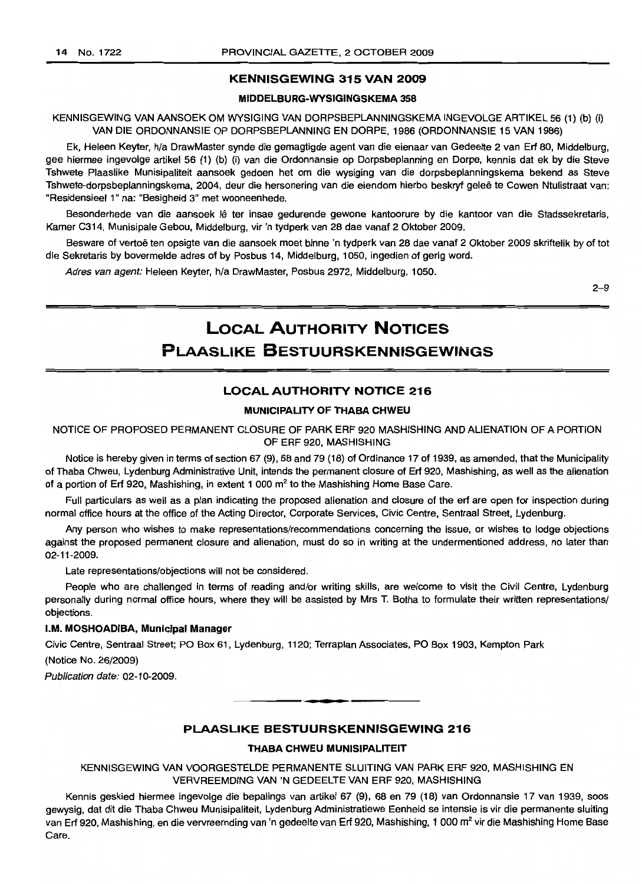## KENNISGEWING 315 VAN 2009

### MIDDELBURG-WYSIGINGSKEMA 358

KENNISGEWING VAN AANSOEK OM WYSIGING VAN DORPSBEPLANNINGSKEMA INGEVOLGE ARTIKEL 56 (1) (b) (i) VAN DIE ORDONNANSIE OP DORPSBEPLANNING EN DORPE, 1986 (ORDONNANSIE 15 VAN 1986)

Ek, Heleen Keyter, h/a DrawMaster synde die gemagtigde agent van die eienaar van Gedeelte 2 van Erf 80, Middelburg, gee hiermee ingevolge artikel 56 (1) (b) (i) van die Ordonnansie op Dorpsbeplanning en Dorpe, kennis dat ek by die Steve Tshwete Plaaslike Munisipaliteit aansoek gedoen het om die wysiging van die dorpsbeplanningskema bekend as Steve Tshwete-dorpsbeplanningskema, 2004, deur die hersonering van die eiendom hierbo beskryf geleë te Cowen Ntulistraat van: "Residensieel 1" na: "Besigheid 3" met wooneenhede.

Besonderhede van die aansoek lê ter insae gedurende gewone kantoorure by die kantoor van die Stadssekretaris, Kamer C314, Munisipale Gebou, Middelburg, vir 'n tydperk van 28 dae vanaf 2 Oktober 2009.

Besware of vertoë ten opsigte van die aansoek moet binne 'n tydperk van 28 dae vanaf 2 Oktober 2009 skriftelik by of tot die Sekretaris by bovermelde adres of by Posbus 14, Middelburg, 1050, ingedien of gerig word.

*Adres van agent:* Heleen Keyter, h/a DrawMaster, Posbus 2972, Middelburg, 1050.

2–9

# LOCAL AUTHORITY NOTICES
# PLAASLIKE BESTUURSKENNISGEWINGS

## LOCAL AUTHORITY NOTICE 216

### MUNICIPALITY OF THABA CHWEU

NOTICE OF PROPOSED PERMANENT CLOSURE OF PARK ERF 920 MASHISHING AND ALIENATION OF A PORTION OF ERF 920, MASHISHING

Notice is hereby given in terms of section 67 (9), 68 and 79 (18) of Ordinance 17 of 1939, as amended, that the Municipality of Thaba Chweu, Lydenburg Administrative Unit, intends the permanent closure of Erf 920, Mashishing, as well as the alienation of a portion of Erf 920, Mashishing, in extent 1 000 m² to the Mashishing Home Base Care.

Full particulars as well as a plan indicating the proposed alienation and closure of the erf are open for inspection during normal office hours at the office of the Acting Director, Corporate Services, Civic Centre, Sentraal Street, Lydenburg.

Any person who wishes to make representations/recommendations concerning the issue, or wishes to lodge objections against the proposed permanent closure and alienation, must do so in writing at the undermentioned address, no later than 02-11-2009.

Late representations/objections will not be considered.

People who are challenged in terms of reading and/or writing skills, are welcome to visit the Civil Centre, Lydenburg personally during normal office hours, where they will be assisted by Mrs T. Botha to formulate their written representations/objections.

**I.M. MOSHOADIBA, Municipal Manager**

Civic Centre, Sentraal Street; PO Box 61, Lydenburg, 1120; Terraplan Associates, PO Box 1903, Kempton Park

(Notice No. 26/2009)

*Publication date:* 02-10-2009.

---

## PLAASLIKE BESTUURSKENNISGEWING 216

### THABA CHWEU MUNISIPALITEIT

KENNISGEWING VAN VOORGESTELDE PERMANENTE SLUITING VAN PARK ERF 920, MASHISHING EN VERVREEMDING VAN 'N GEDEELTE VAN ERF 920, MASHISHING

Kennis geskied hiermee ingevolge die bepalings van artikel 67 (9), 68 en 79 (18) van Ordonnansie 17 van 1939, soos gewysig, dat dit die Thaba Chweu Munisipaliteit, Lydenburg Administratiewe Eenheid se intensie is vir die permanente sluiting van Erf 920, Mashishing, en die vervreemding van 'n gedeelte van Erf 920, Mashishing, 1 000 m² vir die Mashishing Home Base Care.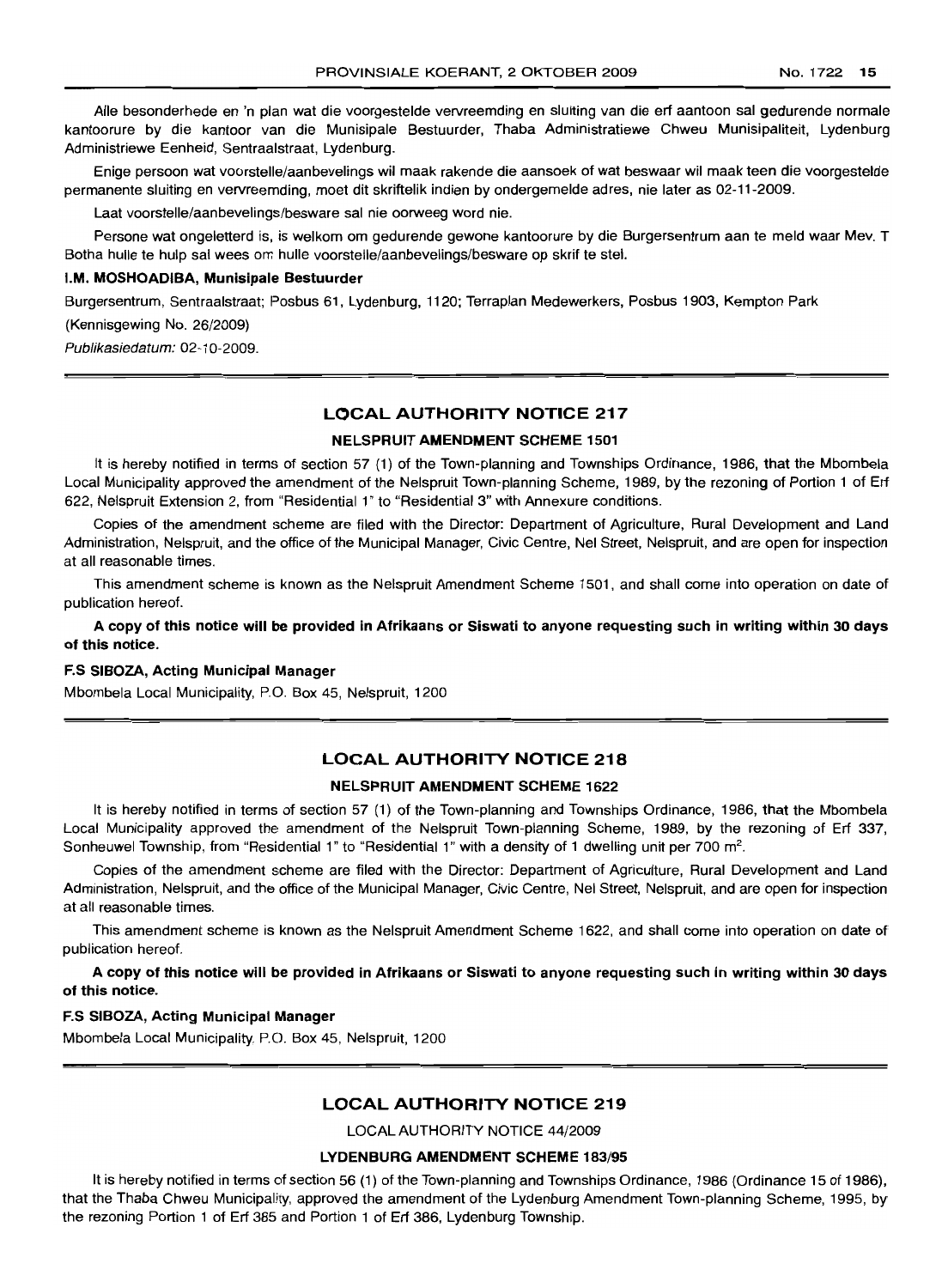Alle besonderhede en 'n plan wat die voorgestelde vervreemding en sluiting van die erf aantoon sal gedurende normale kantoorure by die kantoor van die Munisipale Bestuurder, Thaba Administratiewe Chweu Munisipaliteit, Lydenburg Administriewe Eenheid, Sentraalstraat, Lydenburg.

Enige persoon wat voorstelle/aanbevelings wil maak rakende die aansoek of wat beswaar wil maak teen die voorgestelde permanente sluiting en vervreemding, moet dit skriftelik indien by ondergemelde adres, nie later as 02-11-2009.

Laat voorstelle/aanbevelings/besware sal nie oorweeg word nie.

Persone wat ongeletterd is, is welkom om gedurende gewone kantoorure by die Burgersentrum aan te meld waar Mev. T Botha hulle te hulp sal wees om hulle voorstelle/aanbevelings/besware op skrif te stel.

**I.M. MOSHOADIBA, Munisipale Bestuurder**

Burgersentrum, Sentraalstraat; Posbus 61, Lydenburg, 1120; Terraplan Medewerkers, Posbus 1903, Kempton Park

(Kennisgewing No. 26/2009)

*Publikasiedatum:* 02-10-2009.

---

## LOCAL AUTHORITY NOTICE 217

### NELSPRUIT AMENDMENT SCHEME 1501

It is hereby notified in terms of section 57 (1) of the Town-planning and Townships Ordinance, 1986, that the Mbombela Local Municipality approved the amendment of the Nelspruit Town-planning Scheme, 1989, by the rezoning of Portion 1 of Erf 622, Nelspruit Extension 2, from "Residential 1" to "Residential 3" with Annexure conditions.

Copies of the amendment scheme are filed with the Director: Department of Agriculture, Rural Development and Land Administration, Nelspruit, and the office of the Municipal Manager, Civic Centre, Nel Street, Nelspruit, and are open for inspection at all reasonable times.

This amendment scheme is known as the Nelspruit Amendment Scheme 1501, and shall come into operation on date of publication hereof.

**A copy of this notice will be provided in Afrikaans or Siswati to anyone requesting such in writing within 30 days of this notice.**

**F.S SIBOZA, Acting Municipal Manager**

Mbombela Local Municipality, P.O. Box 45, Nelspruit, 1200

---

## LOCAL AUTHORITY NOTICE 218

### NELSPRUIT AMENDMENT SCHEME 1622

It is hereby notified in terms of section 57 (1) of the Town-planning and Townships Ordinance, 1986, that the Mbombela Local Municipality approved the amendment of the Nelspruit Town-planning Scheme, 1989, by the rezoning of Erf 337, Sonheuwel Township, from "Residential 1" to "Residential 1" with a density of 1 dwelling unit per 700 m$^2$.

Copies of the amendment scheme are filed with the Director: Department of Agriculture, Rural Development and Land Administration, Nelspruit, and the office of the Municipal Manager, Civic Centre, Nel Street, Nelspruit, and are open for inspection at all reasonable times.

This amendment scheme is known as the Nelspruit Amendment Scheme 1622, and shall come into operation on date of publication hereof.

**A copy of this notice will be provided in Afrikaans or Siswati to anyone requesting such in writing within 30 days of this notice.**

**F.S SIBOZA, Acting Municipal Manager**

Mbombela Local Municipality. P.O. Box 45, Nelspruit, 1200

---

## LOCAL AUTHORITY NOTICE 219

LOCAL AUTHORITY NOTICE 44/2009

### LYDENBURG AMENDMENT SCHEME 183/95

It is hereby notified in terms of section 56 (1) of the Town-planning and Townships Ordinance, 1986 (Ordinance 15 of 1986), that the Thaba Chweu Municipality, approved the amendment of the Lydenburg Amendment Town-planning Scheme, 1995, by the rezoning Portion 1 of Erf 385 and Portion 1 of Erf 386, Lydenburg Township.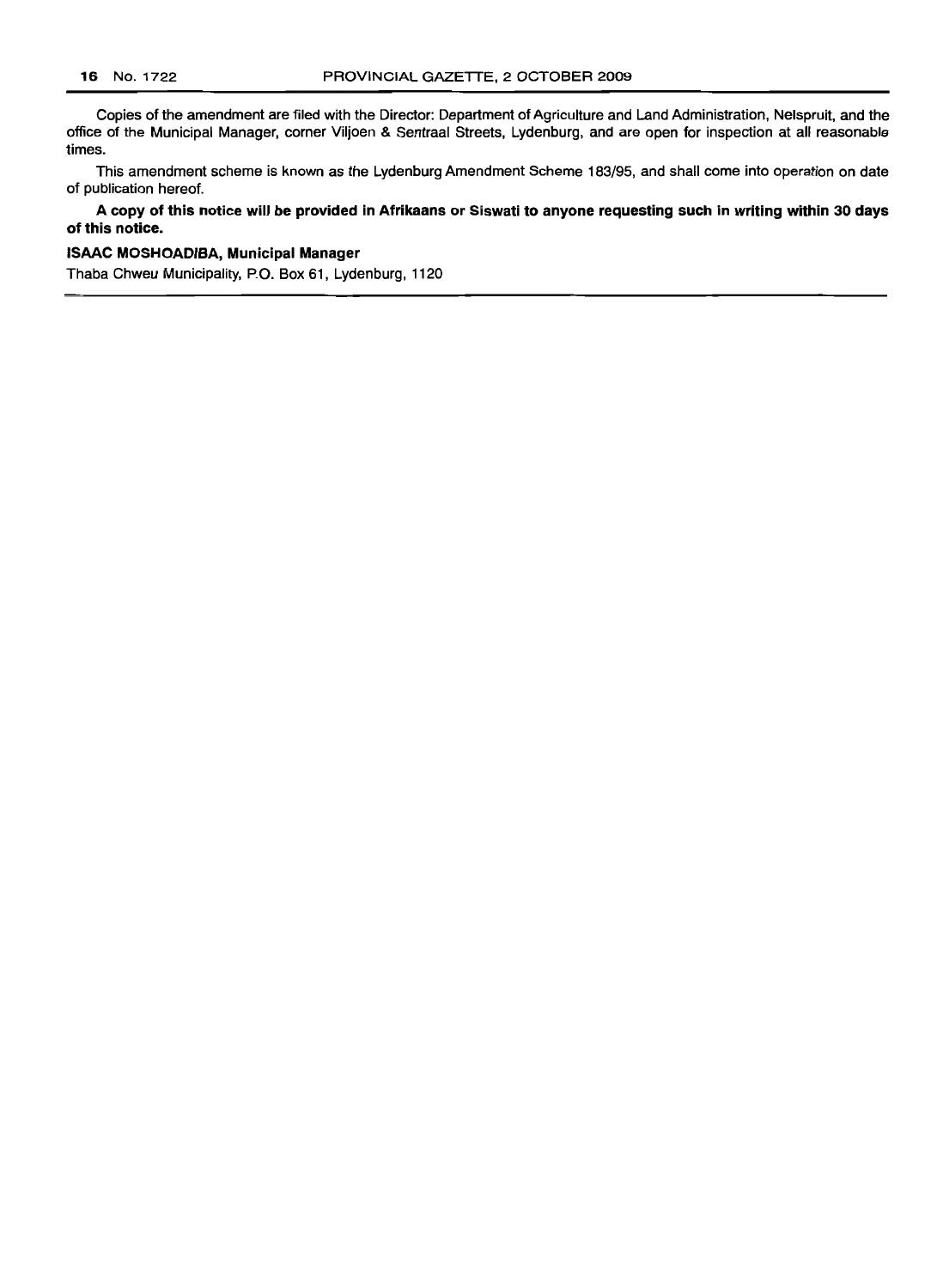Copies of the amendment are filed with the Director: Department of Agriculture and Land Administration, Nelspruit, and the office of the Municipal Manager, corner Viljoen & Sentraal Streets, Lydenburg, and are open for inspection at all reasonable times.

This amendment scheme is known as the Lydenburg Amendment Scheme 183/95, and shall come into operation on date of publication hereof.

**A copy of this notice will be provided in Afrikaans or Siswati to anyone requesting such in writing within 30 days of this notice.**

**ISAAC MOSHOADIBA, Municipal Manager**

Thaba Chweu Municipality, P.O. Box 61, Lydenburg, 1120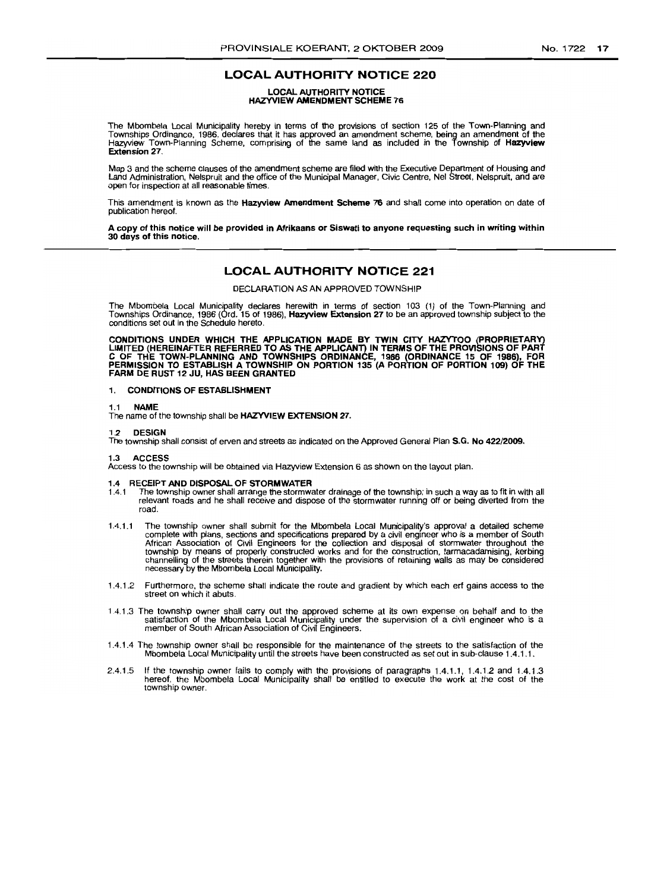## LOCAL AUTHORITY NOTICE 220

**LOCAL AUTHORITY NOTICE**
**HAZYVIEW AMENDMENT SCHEME 76**

The Mbombela Local Municipality hereby in terms of the provisions of section 125 of the Town-Planning and Townships Ordinance, 1986. declares that it has approved an amendment scheme, being an amendment of the Hazyview Town-Planning Scheme, comprising of the same land as included in the Township of **Hazyview Extension 27**.

Map 3 and the scheme clauses of the amendment scheme are filed with the Executive Department of Housing and Land Administration, Nelspruit and the office of the Municipal Manager, Civic Centre, Nel Street, Nelspruit, and are open for inspection at all reasonable times.

This amendment is known as the **Hazyview Amendment Scheme 76** and shall come into operation on date of publication hereof.

**A copy of this notice will be provided in Afrikaans or Siswati to anyone requesting such in writing within 30 days of this notice.**

## LOCAL AUTHORITY NOTICE 221

DECLARATION AS AN APPROVED TOWNSHIP

The Mbombela Local Municipality declares herewith in terms of section 103 (1) of the Town-Planning and Townships Ordinance, 1986 (Ord. 15 of 1986), **Hazyview Extension 27** to be an approved township subject to the conditions set out in the Schedule hereto.

**CONDITIONS UNDER WHICH THE APPLICATION MADE BY TWIN CITY HAZYTOO (PROPRIETARY) LIMITED (HEREINAFTER REFERRED TO AS THE APPLICANT) IN TERMS OF THE PROVISIONS OF PART C OF THE TOWN-PLANNING AND TOWNSHIPS ORDINANCE, 1986 (ORDINANCE 15 OF 1986), FOR PERMISSION TO ESTABLISH A TOWNSHIP ON PORTION 135 (A PORTION OF PORTION 109) OF THE FARM DE RUST 12 JU, HAS BEEN GRANTED**

1. **CONDITIONS OF ESTABLISHMENT**

1.1 **NAME**
The name of the township shall be **HAZYVIEW EXTENSION 27.**

1.2 **DESIGN**
The township shall consist of erven and streets as indicated on the Approved General Plan **S.G. No 422/2009.**

1.3 **ACCESS**
Access to the township will be obtained via Hazyview Extension 6 as shown on the layout plan.

1.4 **RECEIPT AND DISPOSAL OF STORMWATER**

1.4.1 The township owner shall arrange the stormwater drainage of the township; in such a way as to fit in with all relevant roads and he shall receive and dispose of the stormwater running off or being diverted from the road.

1.4.1.1 The township owner shall submit for the Mbombela Local Municipality's approval a detailed scheme complete with plans, sections and specifications prepared by a civil engineer who is a member of South African Association of Civil Engineers for the collection and disposal of stormwater throughout the township by means of properly constructed works and for the construction, tarmacadamising, kerbing channelling of the streets therein together with the provisions of retaining walls as may be considered necessary by the Mbombela Local Municipality.

1.4.1.2 Furthermore, the scheme shall indicate the route and gradient by which each erf gains access to the street on which it abuts.

1.4.1.3 The township owner shall carry out the approved scheme at its own expense on behalf and to the satisfaction of the Mbombela Local Municipality under the supervision of a civil engineer who is a member of South African Association of Civil Engineers.

1.4.1.4 The township owner shall be responsible for the maintenance of the streets to the satisfaction of the Mbombela Local Municipality until the streets have been constructed as set out in sub-clause 1.4.1.1.

2.4.1.5 If the township owner fails to comply with the provisions of paragraphs 1.4.1.1, 1.4.1.2 and 1.4.1.3 hereof, the Mbombela Local Municipality shall be entitled to execute the work at the cost of the township owner.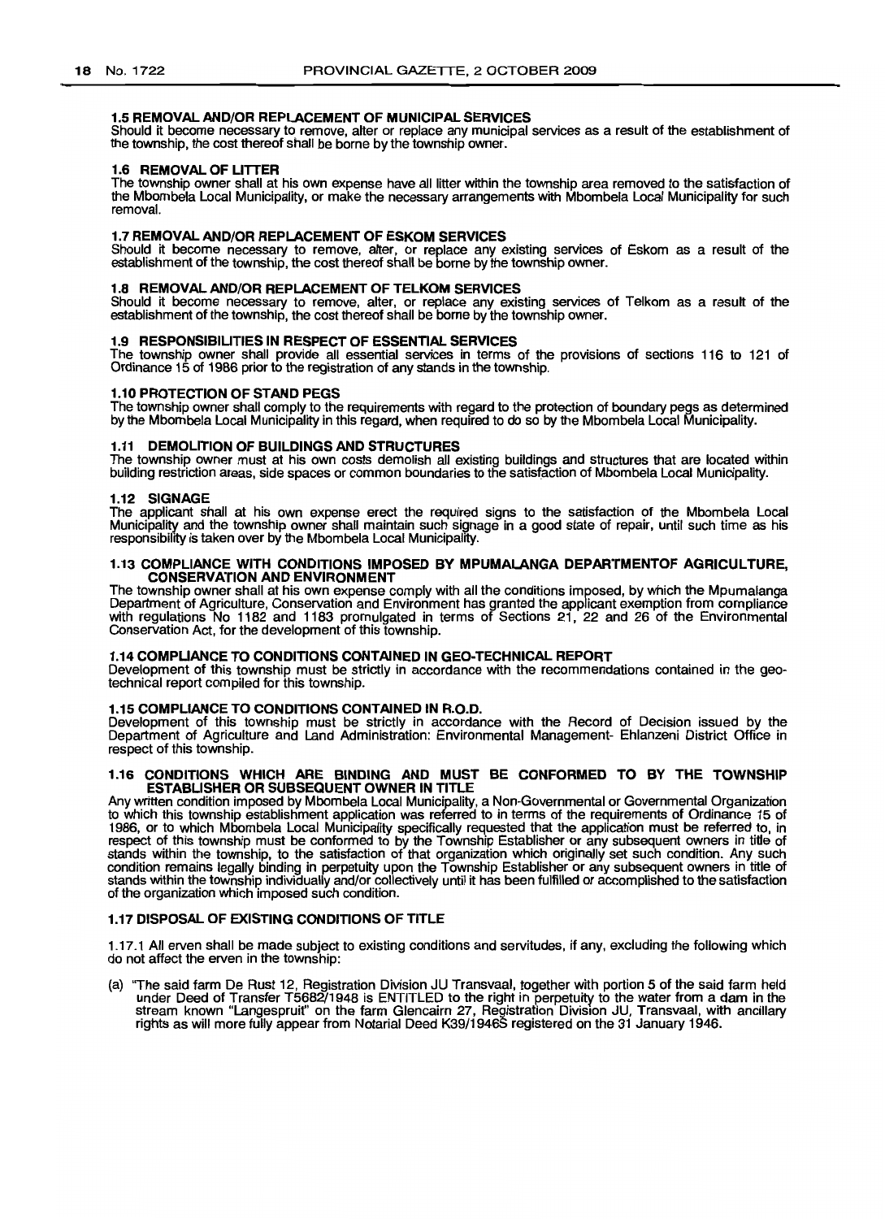### 1.5 REMOVAL AND/OR REPLACEMENT OF MUNICIPAL SERVICES

Should it become necessary to remove, alter or replace any municipal services as a result of the establishment of the township, the cost thereof shall be borne by the township owner.

### 1.6 REMOVAL OF LITTER

The township owner shall at his own expense have all litter within the township area removed to the satisfaction of the Mbombela Local Municipality, or make the necessary arrangements with Mbombela Local Municipality for such removal.

### 1.7 REMOVAL AND/OR REPLACEMENT OF ESKOM SERVICES

Should it become necessary to remove, alter, or replace any existing services of Eskom as a result of the establishment of the township, the cost thereof shall be borne by the township owner.

### 1.8 REMOVAL AND/OR REPLACEMENT OF TELKOM SERVICES

Should it become necessary to remove, alter, or replace any existing services of Telkom as a result of the establishment of the township, the cost thereof shall be borne by the township owner.

### 1.9 RESPONSIBILITIES IN RESPECT OF ESSENTIAL SERVICES

The township owner shall provide all essential services in terms of the provisions of sections 116 to 121 of Ordinance 15 of 1986 prior to the registration of any stands in the township.

### 1.10 PROTECTION OF STAND PEGS

The township owner shall comply to the requirements with regard to the protection of boundary pegs as determined by the Mbombela Local Municipality in this regard, when required to do so by the Mbombela Local Municipality.

### 1.11 DEMOLITION OF BUILDINGS AND STRUCTURES

The township owner must at his own costs demolish all existing buildings and structures that are located within building restriction areas, side spaces or common boundaries to the satisfaction of Mbombela Local Municipality.

### 1.12 SIGNAGE

The applicant shall at his own expense erect the required signs to the satisfaction of the Mbombela Local Municipality and the township owner shall maintain such signage in a good state of repair, until such time as his responsibility is taken over by the Mbombela Local Municipality.

### 1.13 COMPLIANCE WITH CONDITIONS IMPOSED BY MPUMALANGA DEPARTMENTOF AGRICULTURE, CONSERVATION AND ENVIRONMENT

The township owner shall at his own expense comply with all the conditions imposed, by which the Mpumalanga Department of Agriculture, Conservation and Environment has granted the applicant exemption from compliance with regulations No 1182 and 1183 promulgated in terms of Sections 21, 22 and 26 of the Environmental Conservation Act, for the development of this township.

### 1.14 COMPLIANCE TO CONDITIONS CONTAINED IN GEO-TECHNICAL REPORT

Development of this township must be strictly in accordance with the recommendations contained in the geo-technical report compiled for this township.

### 1.15 COMPLIANCE TO CONDITIONS CONTAINED IN R.O.D.

Development of this township must be strictly in accordance with the Record of Decision issued by the Department of Agriculture and Land Administration: Environmental Management- Ehlanzeni District Office in respect of this township.

### 1.16 CONDITIONS WHICH ARE BINDING AND MUST BE CONFORMED TO BY THE TOWNSHIP ESTABLISHER OR SUBSEQUENT OWNER IN TITLE

Any written condition imposed by Mbombela Local Municipality, a Non-Governmental or Governmental Organization to which this township establishment application was referred to in terms of the requirements of Ordinance 15 of 1986, or to which Mbombela Local Municipality specifically requested that the application must be referred to, in respect of this township must be conformed to by the Township Establisher or any subsequent owners in title of stands within the township, to the satisfaction of that organization which originally set such condition. Any such condition remains legally binding in perpetuity upon the Township Establisher or any subsequent owners in title of stands within the township individually and/or collectively until it has been fulfilled or accomplished to the satisfaction of the organization which imposed such condition.

### 1.17 DISPOSAL OF EXISTING CONDITIONS OF TITLE

1.17.1 All erven shall be made subject to existing conditions and servitudes, if any, excluding the following which do not affect the erven in the township:

(a) "The said farm De Rust 12, Registration Division JU Transvaal, together with portion 5 of the said farm held under Deed of Transfer T5682/1948 is ENTITLED to the right in perpetuity to the water from a dam in the stream known "Langespruit" on the farm Glencairn 27, Registration Division JU, Transvaal, with ancillary rights as will more fully appear from Notarial Deed K39/1946S registered on the 31 January 1946.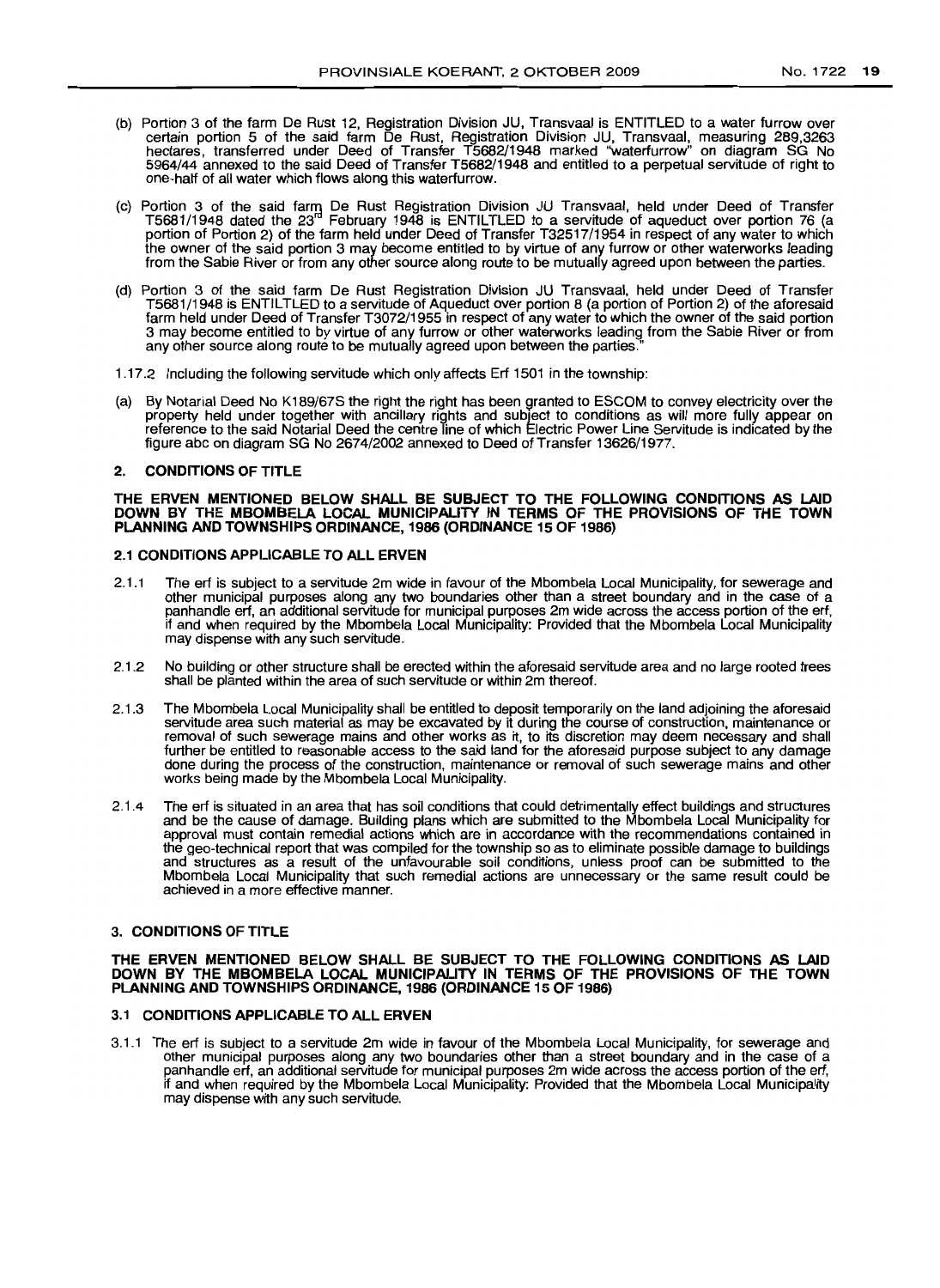(b) Portion 3 of the farm De Rust 12, Registration Division JU, Transvaal is ENTITLED to a water furrow over certain portion 5 of the said farm De Rust, Registration Division JU, Transvaal, measuring 289,3263 hectares, transferred under Deed of Transfer T5682/1948 marked "waterfurrow" on diagram SG No 5964/44 annexed to the said Deed of Transfer T5682/1948 and entitled to a perpetual servitude of right to one-half of all water which flows along this waterfurrow.

(c) Portion 3 of the said farm De Rust Registration Division JU Transvaal, held under Deed of Transfer T5681/1948 dated the 23rd February 1948 is ENTILTLED to a servitude of aqueduct over portion 76 (a portion of Portion 2) of the farm held under Deed of Transfer T32517/1954 in respect of any water to which the owner of the said portion 3 may become entitled to by virtue of any furrow or other waterworks leading from the Sabie River or from any other source along route to be mutually agreed upon between the parties.

(d) Portion 3 of the said farm De Rust Registration Division JU Transvaal, held under Deed of Transfer T5681/1948 is ENTILTLED to a servitude of Aqueduct over portion 8 (a portion of Portion 2) of the aforesaid farm held under Deed of Transfer T3072/1955 in respect of any water to which the owner of the said portion 3 may become entitled to by virtue of any furrow or other waterworks leading from the Sabie River or from any other source along route to be mutually agreed upon between the parties."

1.17.2 Including the following servitude which only affects Erf 1501 in the township:

(a) By Notarial Deed No K189/67S the right the right has been granted to ESCOM to convey electricity over the property held under together with ancillary rights and subject to conditions as will more fully appear on reference to the said Notarial Deed the centre line of which Electric Power Line Servitude is indicated by the figure abc on diagram SG No 2674/2002 annexed to Deed of Transfer 13626/1977.

## 2. CONDITIONS OF TITLE

**THE ERVEN MENTIONED BELOW SHALL BE SUBJECT TO THE FOLLOWING CONDITIONS AS LAID DOWN BY THE MBOMBELA LOCAL MUNICIPALITY IN TERMS OF THE PROVISIONS OF THE TOWN PLANNING AND TOWNSHIPS ORDINANCE, 1986 (ORDINANCE 15 OF 1986)**

### 2.1 CONDITIONS APPLICABLE TO ALL ERVEN

2.1.1 The erf is subject to a servitude 2m wide in favour of the Mbombela Local Municipality, for sewerage and other municipal purposes along any two boundaries other than a street boundary and in the case of a panhandle erf, an additional servitude for municipal purposes 2m wide across the access portion of the erf, if and when required by the Mbombela Local Municipality: Provided that the Mbombela Local Municipality may dispense with any such servitude.

2.1.2 No building or other structure shall be erected within the aforesaid servitude area and no large rooted trees shall be planted within the area of such servitude or within 2m thereof.

2.1.3 The Mbombela Local Municipality shall be entitled to deposit temporarily on the land adjoining the aforesaid servitude area such material as may be excavated by it during the course of construction, maintenance or removal of such sewerage mains and other works as it, to its discretion may deem necessary and shall further be entitled to reasonable access to the said land for the aforesaid purpose subject to any damage done during the process of the construction, maintenance or removal of such sewerage mains and other works being made by the Mbombela Local Municipality.

2.1.4 The erf is situated in an area that has soil conditions that could detrimentally effect buildings and structures and be the cause of damage. Building plans which are submitted to the Mbombela Local Municipality for approval must contain remedial actions which are in accordance with the recommendations contained in the geo-technical report that was compiled for the township so as to eliminate possible damage to buildings and structures as a result of the unfavourable soil conditions, unless proof can be submitted to the Mbombela Local Municipality that such remedial actions are unnecessary or the same result could be achieved in a more effective manner.

## 3. CONDITIONS OF TITLE

**THE ERVEN MENTIONED BELOW SHALL BE SUBJECT TO THE FOLLOWING CONDITIONS AS LAID DOWN BY THE MBOMBELA LOCAL MUNICIPALITY IN TERMS OF THE PROVISIONS OF THE TOWN PLANNING AND TOWNSHIPS ORDINANCE, 1986 (ORDINANCE 15 OF 1986)**

### 3.1 CONDITIONS APPLICABLE TO ALL ERVEN

3.1.1 The erf is subject to a servitude 2m wide in favour of the Mbombela Local Municipality, for sewerage and other municipal purposes along any two boundaries other than a street boundary and in the case of a panhandle erf, an additional servitude for municipal purposes 2m wide across the access portion of the erf, if and when required by the Mbombela Local Municipality: Provided that the Mbombela Local Municipality may dispense with any such servitude.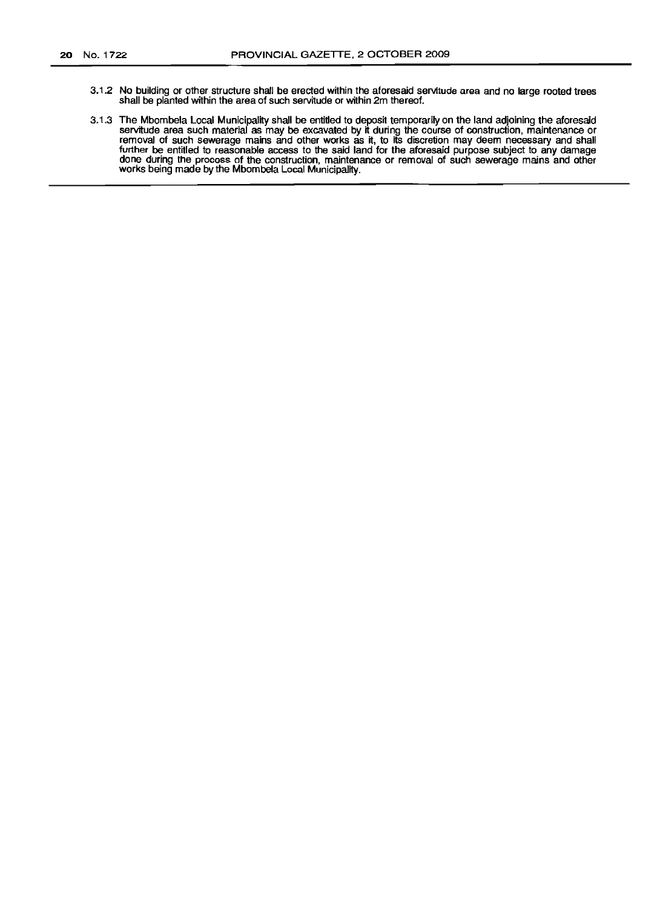3.1.2 No building or other structure shall be erected within the aforesaid servitude area and no large rooted trees shall be planted within the area of such servitude or within 2m thereof.

3.1.3 The Mbombela Local Municipality shall be entitled to deposit temporarily on the land adjoining the aforesaid servitude area such material as may be excavated by it during the course of construction, maintenance or removal of such sewerage mains and other works as it, to its discretion may deem necessary and shall further be entitled to reasonable access to the said land for the aforesaid purpose subject to any damage done during the process of the construction, maintenance or removal of such sewerage mains and other works being made by the Mbombela Local Municipality.